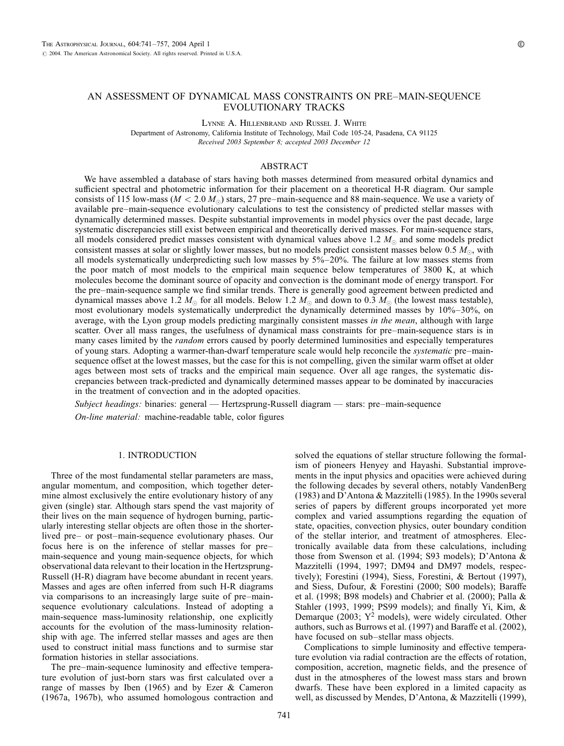# AN ASSESSMENT OF DYNAMICAL MASS CONSTRAINTS ON PRE–MAIN-SEQUENCE EVOLUTIONARY TRACKS

Lynne A. Hillenbrand and Russel J. White

Department of Astronomy, California Institute of Technology, Mail Code 105-24, Pasadena, CA 91125

*Received 2003 September 8; accepted 2003 December 12*

## ABSTRACT

We have assembled a database of stars having both masses determined from measured orbital dynamics and sufficient spectral and photometric information for their placement on a theoretical H-R diagram. Our sample consists of 115 low-mass ($M < 2.0\ M_\odot$) stars, 27 pre–main-sequence and 88 main-sequence. We use a variety of available pre–main-sequence evolutionary calculations to test the consistency of predicted stellar masses with dynamically determined masses. Despite substantial improvements in model physics over the past decade, large systematic discrepancies still exist between empirical and theoretically derived masses. For main-sequence stars, all models considered predict masses consistent with dynamical values above 1.2 $M_\odot$ and some models predict consistent masses at solar or slightly lower masses, but no models predict consistent masses below 0.5 $M_\odot$, with all models systematically underpredicting such low masses by 5%–20%. The failure at low masses stems from the poor match of most models to the empirical main sequence below temperatures of 3800 K, at which molecules become the dominant source of opacity and convection is the dominant mode of energy transport. For the pre–main-sequence sample we find similar trends. There is generally good agreement between predicted and dynamical masses above 1.2 $M_\odot$ for all models. Below 1.2 $M_\odot$ and down to 0.3 $M_\odot$ (the lowest mass testable), most evolutionary models systematically underpredict the dynamically determined masses by 10%–30%, on average, with the Lyon group models predicting marginally consistent masses *in the mean*, although with large scatter. Over all mass ranges, the usefulness of dynamical mass constraints for pre–main-sequence stars is in many cases limited by the *random* errors caused by poorly determined luminosities and especially temperatures of young stars. Adopting a warmer-than-dwarf temperature scale would help reconcile the *systematic* pre–main-sequence offset at the lowest masses, but the case for this is not compelling, given the similar warm offset at older ages between most sets of tracks and the empirical main sequence. Over all age ranges, the systematic discrepancies between track-predicted and dynamically determined masses appear to be dominated by inaccuracies in the treatment of convection and in the adopted opacities.

*Subject headings:* binaries: general — Hertzsprung-Russell diagram — stars: pre–main-sequence

*On-line material:* machine-readable table, color figures

## 1. INTRODUCTION

Three of the most fundamental stellar parameters are mass, angular momentum, and composition, which together determine almost exclusively the entire evolutionary history of any given (single) star. Although stars spend the vast majority of their lives on the main sequence of hydrogen burning, particularly interesting stellar objects are often those in the shorter-lived pre– or post–main-sequence evolutionary phases. Our focus here is on the inference of stellar masses for pre–main-sequence and young main-sequence objects, for which observational data relevant to their location in the Hertzsprung-Russell (H-R) diagram have become abundant in recent years. Masses and ages are often inferred from such H-R diagrams via comparisons to an increasingly large suite of pre–main-sequence evolutionary calculations. Instead of adopting a main-sequence mass-luminosity relationship, one explicitly accounts for the evolution of the mass-luminosity relationship with age. The inferred stellar masses and ages are then used to construct initial mass functions and to surmise star formation histories in stellar associations.

The pre–main-sequence luminosity and effective temperature evolution of just-born stars was first calculated over a range of masses by Iben (1965) and by Ezer & Cameron (1967a, 1967b), who assumed homologous contraction and solved the equations of stellar structure following the formalism of pioneers Henyey and Hayashi. Substantial improvements in the input physics and opacities were achieved during the following decades by several others, notably VandenBerg (1983) and D'Antona & Mazzitelli (1985). In the 1990s several series of papers by different groups incorporated yet more complex and varied assumptions regarding the equation of state, opacities, convection physics, outer boundary condition of the stellar interior, and treatment of atmospheres. Electronically available data from these calculations, including those from Swenson et al. (1994; S93 models); D'Antona & Mazzitelli (1994, 1997; DM94 and DM97 models, respectively); Forestini (1994), Siess, Forestini, & Bertout (1997), and Siess, Dufour, & Forestini (2000; S00 models); Baraffe et al. (1998; B98 models) and Chabrier et al. (2000); Palla & Stahler (1993, 1999; PS99 models); and finally Yi, Kim, & Demarque (2003; $Y^2$ models), were widely circulated. Other authors, such as Burrows et al. (1997) and Baraffe et al. (2002), have focused on sub–stellar mass objects.

Complications to simple luminosity and effective temperature evolution via radial contraction are the effects of rotation, composition, accretion, magnetic fields, and the presence of dust in the atmospheres of the lowest mass stars and brown dwarfs. These have been explored in a limited capacity as well, as discussed by Mendes, D'Antona, & Mazzitelli (1999),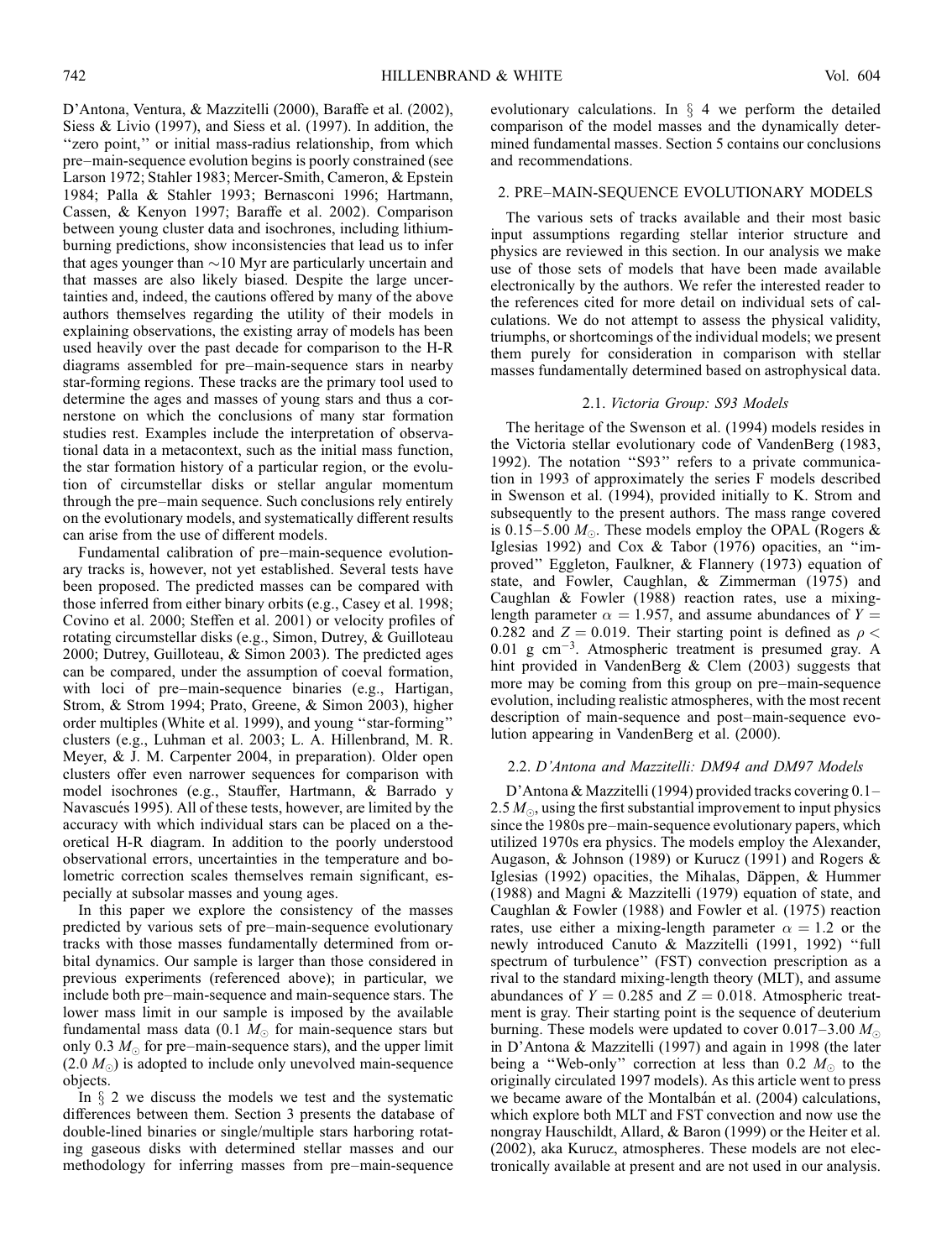D'Antona, Ventura, & Mazzitelli (2000), Baraffe et al. (2002), Siess & Livio (1997), and Siess et al. (1997). In addition, the "zero point," or initial mass-radius relationship, from which pre–main-sequence evolution begins is poorly constrained (see Larson 1972; Stahler 1983; Mercer-Smith, Cameron, & Epstein 1984; Palla & Stahler 1993; Bernasconi 1996; Hartmann, Cassen, & Kenyon 1997; Baraffe et al. 2002). Comparison between young cluster data and isochrones, including lithium-burning predictions, show inconsistencies that lead us to infer that ages younger than ~10 Myr are particularly uncertain and that masses are also likely biased. Despite the large uncertainties and, indeed, the cautions offered by many of the above authors themselves regarding the utility of their models in explaining observations, the existing array of models has been used heavily over the past decade for comparison to the H-R diagrams assembled for pre–main-sequence stars in nearby star-forming regions. These tracks are the primary tool used to determine the ages and masses of young stars and thus a cornerstone on which the conclusions of many star formation studies rest. Examples include the interpretation of observational data in a metacontext, such as the initial mass function, the star formation history of a particular region, or the evolution of circumstellar disks or stellar angular momentum through the pre–main sequence. Such conclusions rely entirely on the evolutionary models, and systematically different results can arise from the use of different models.

Fundamental calibration of pre–main-sequence evolutionary tracks is, however, not yet established. Several tests have been proposed. The predicted masses can be compared with those inferred from either binary orbits (e.g., Casey et al. 1998; Covino et al. 2000; Steffen et al. 2001) or velocity profiles of rotating circumstellar disks (e.g., Simon, Dutrey, & Guilloteau 2000; Dutrey, Guilloteau, & Simon 2003). The predicted ages can be compared, under the assumption of coeval formation, with loci of pre–main-sequence binaries (e.g., Hartigan, Strom, & Strom 1994; Prato, Greene, & Simon 2003), higher order multiples (White et al. 1999), and young "star-forming" clusters (e.g., Luhman et al. 2003; L. A. Hillenbrand, M. R. Meyer, & J. M. Carpenter 2004, in preparation). Older open clusters offer even narrower sequences for comparison with model isochrones (e.g., Stauffer, Hartmann, & Barrado y Navascués 1995). All of these tests, however, are limited by the accuracy with which individual stars can be placed on a theoretical H-R diagram. In addition to the poorly understood observational errors, uncertainties in the temperature and bolometric correction scales themselves remain significant, especially at subsolar masses and young ages.

In this paper we explore the consistency of the masses predicted by various sets of pre–main-sequence evolutionary tracks with those masses fundamentally determined from orbital dynamics. Our sample is larger than those considered in previous experiments (referenced above); in particular, we include both pre–main-sequence and main-sequence stars. The lower mass limit in our sample is imposed by the available fundamental mass data (0.1 $M_{\odot}$ for main-sequence stars but only 0.3 $M_{\odot}$ for pre–main-sequence stars), and the upper limit (2.0 $M_{\odot}$) is adopted to include only unevolved main-sequence objects.

In § 2 we discuss the models we test and the systematic differences between them. Section 3 presents the database of double-lined binaries or single/multiple stars harboring rotating gaseous disks with determined stellar masses and our methodology for inferring masses from pre–main-sequence evolutionary calculations. In § 4 we perform the detailed comparison of the model masses and the dynamically determined fundamental masses. Section 5 contains our conclusions and recommendations.

## 2. PRE–MAIN-SEQUENCE EVOLUTIONARY MODELS

The various sets of tracks available and their most basic input assumptions regarding stellar interior structure and physics are reviewed in this section. In our analysis we make use of those sets of models that have been made available electronically by the authors. We refer the interested reader to the references cited for more detail on individual sets of calculations. We do not attempt to assess the physical validity, triumphs, or shortcomings of the individual models; we present them purely for consideration in comparison with stellar masses fundamentally determined based on astrophysical data.

### 2.1. *Victoria Group: S93 Models*

The heritage of the Swenson et al. (1994) models resides in the Victoria stellar evolutionary code of VandenBerg (1983, 1992). The notation "S93" refers to a private communication in 1993 of approximately the series F models described in Swenson et al. (1994), provided initially to K. Strom and subsequently to the present authors. The mass range covered is 0.15–5.00 $M_{\odot}$. These models employ the OPAL (Rogers & Iglesias 1992) and Cox & Tabor (1976) opacities, an "improved" Eggleton, Faulkner, & Flannery (1973) equation of state, and Fowler, Caughlan, & Zimmerman (1975) and Caughlan & Fowler (1988) reaction rates, use a mixing-length parameter $\alpha = 1.957$, and assume abundances of $Y = 0.282$ and $Z = 0.019$. Their starting point is defined as $\rho < 0.01$ g cm$^{-3}$. Atmospheric treatment is presumed gray. A hint provided in VandenBerg & Clem (2003) suggests that more may be coming from this group on pre–main-sequence evolution, including realistic atmospheres, with the most recent description of main-sequence and post–main-sequence evolution appearing in VandenBerg et al. (2000).

### 2.2. *D'Antona and Mazzitelli: DM94 and DM97 Models*

D'Antona & Mazzitelli (1994) provided tracks covering 0.1–2.5 $M_{\odot}$, using the first substantial improvement to input physics since the 1980s pre–main-sequence evolutionary papers, which utilized 1970s era physics. The models employ the Alexander, Augason, & Johnson (1989) or Kurucz (1991) and Rogers & Iglesias (1992) opacities, the Mihalas, Däppen, & Hummer (1988) and Magni & Mazzitelli (1979) equation of state, and Caughlan & Fowler (1988) and Fowler et al. (1975) reaction rates, use either a mixing-length parameter $\alpha = 1.2$ or the newly introduced Canuto & Mazzitelli (1991, 1992) "full spectrum of turbulence" (FST) convection prescription as a rival to the standard mixing-length theory (MLT), and assume abundances of $Y = 0.285$ and $Z = 0.018$. Atmospheric treatment is gray. Their starting point is the sequence of deuterium burning. These models were updated to cover 0.017–3.00 $M_{\odot}$ in D'Antona & Mazzitelli (1997) and again in 1998 (the later being a "Web-only" correction at less than 0.2 $M_{\odot}$ to the originally circulated 1997 models). As this article went to press we became aware of the Montalbán et al. (2004) calculations, which explore both MLT and FST convection and now use the nongray Hauschildt, Allard, & Baron (1999) or the Heiter et al. (2002), aka Kurucz, atmospheres. These models are not electronically available at present and are not used in our analysis.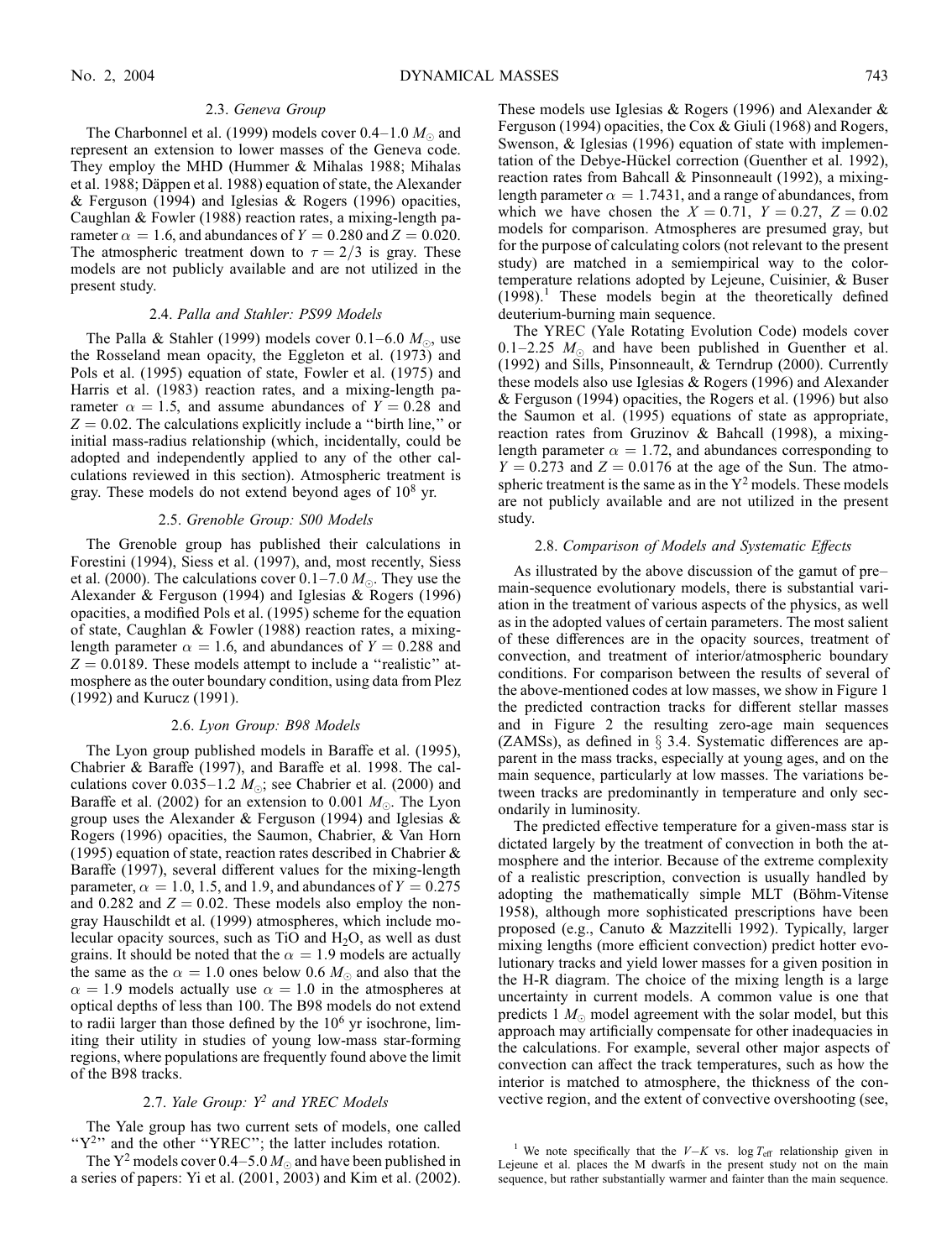### 2.3. *Geneva Group*

The Charbonnel et al. (1999) models cover 0.4–1.0 $M_\odot$ and represent an extension to lower masses of the Geneva code. They employ the MHD (Hummer & Mihalas 1988; Mihalas et al. 1988; Däppen et al. 1988) equation of state, the Alexander & Ferguson (1994) and Iglesias & Rogers (1996) opacities, Caughlan & Fowler (1988) reaction rates, a mixing-length parameter $\alpha = 1.6$, and abundances of $Y = 0.280$ and $Z = 0.020$. The atmospheric treatment down to $\tau = 2/3$ is gray. These models are not publicly available and are not utilized in the present study.

### 2.4. *Palla and Stahler: PS99 Models*

The Palla & Stahler (1999) models cover 0.1–6.0 $M_\odot$, use the Rosseland mean opacity, the Eggleton et al. (1973) and Pols et al. (1995) equation of state, Fowler et al. (1975) and Harris et al. (1983) reaction rates, and a mixing-length parameter $\alpha = 1.5$, and assume abundances of $Y = 0.28$ and $Z = 0.02$. The calculations explicitly include a "birth line," or initial mass-radius relationship (which, incidentally, could be adopted and independently applied to any of the other calculations reviewed in this section). Atmospheric treatment is gray. These models do not extend beyond ages of $10^8$ yr.

### 2.5. *Grenoble Group: S00 Models*

The Grenoble group has published their calculations in Forestini (1994), Siess et al. (1997), and, most recently, Siess et al. (2000). The calculations cover 0.1–7.0 $M_\odot$. They use the Alexander & Ferguson (1994) and Iglesias & Rogers (1996) opacities, a modified Pols et al. (1995) scheme for the equation of state, Caughlan & Fowler (1988) reaction rates, a mixing-length parameter $\alpha = 1.6$, and abundances of $Y = 0.288$ and $Z = 0.0189$. These models attempt to include a "realistic" atmosphere as the outer boundary condition, using data from Plez (1992) and Kurucz (1991).

### 2.6. *Lyon Group: B98 Models*

The Lyon group published models in Baraffe et al. (1995), Chabrier & Baraffe (1997), and Baraffe et al. 1998. The calculations cover 0.035–1.2 $M_\odot$; see Chabrier et al. (2000) and Baraffe et al. (2002) for an extension to 0.001 $M_\odot$. The Lyon group uses the Alexander & Ferguson (1994) and Iglesias & Rogers (1996) opacities, the Saumon, Chabrier, & Van Horn (1995) equation of state, reaction rates described in Chabrier & Baraffe (1997), several different values for the mixing-length parameter, $\alpha = 1.0$, 1.5, and 1.9, and abundances of $Y = 0.275$ and 0.282 and $Z = 0.02$. These models also employ the nongray Hauschildt et al. (1999) atmospheres, which include molecular opacity sources, such as TiO and $H_2O$, as well as dust grains. It should be noted that the $\alpha = 1.9$ models are actually the same as the $\alpha = 1.0$ ones below 0.6 $M_\odot$ and also that the $\alpha = 1.9$ models actually use $\alpha = 1.0$ in the atmospheres at optical depths of less than 100. The B98 models do not extend to radii larger than those defined by the $10^6$ yr isochrone, limiting their utility in studies of young low-mass star-forming regions, where populations are frequently found above the limit of the B98 tracks.

### 2.7. *Yale Group: $Y^2$ and YREC Models*

The Yale group has two current sets of models, one called "$Y^2$" and the other "YREC"; the latter includes rotation.

The $Y^2$ models cover 0.4–5.0 $M_\odot$ and have been published in a series of papers: Yi et al. (2001, 2003) and Kim et al. (2002). These models use Iglesias & Rogers (1996) and Alexander & Ferguson (1994) opacities, the Cox & Giuli (1968) and Rogers, Swenson, & Iglesias (1996) equation of state with implementation of the Debye-Hückel correction (Guenther et al. 1992), reaction rates from Bahcall & Pinsonneault (1992), a mixing-length parameter $\alpha = 1.7431$, and a range of abundances, from which we have chosen the $X = 0.71$, $Y = 0.27$, $Z = 0.02$ models for comparison. Atmospheres are presumed gray, but for the purpose of calculating colors (not relevant to the present study) are matched in a semiempirical way to the color-temperature relations adopted by Lejeune, Cuisinier, & Buser (1998).[1] These models begin at the theoretically defined deuterium-burning main sequence.

The YREC (Yale Rotating Evolution Code) models cover 0.1–2.25 $M_\odot$ and have been published in Guenther et al. (1992) and Sills, Pinsonneault, & Terndrup (2000). Currently these models also use Iglesias & Rogers (1996) and Alexander & Ferguson (1994) opacities, the Rogers et al. (1996) but also the Saumon et al. (1995) equations of state as appropriate, reaction rates from Gruzinov & Bahcall (1998), a mixing-length parameter $\alpha = 1.72$, and abundances corresponding to $Y = 0.273$ and $Z = 0.0176$ at the age of the Sun. The atmospheric treatment is the same as in the $Y^2$ models. These models are not publicly available and are not utilized in the present study.

### 2.8. *Comparison of Models and Systematic Effects*

As illustrated by the above discussion of the gamut of pre–main-sequence evolutionary models, there is substantial variation in the treatment of various aspects of the physics, as well as in the adopted values of certain parameters. The most salient of these differences are in the opacity sources, treatment of convection, and treatment of interior/atmospheric boundary conditions. For comparison between the results of several of the above-mentioned codes at low masses, we show in Figure 1 the predicted contraction tracks for different stellar masses and in Figure 2 the resulting zero-age main sequences (ZAMSs), as defined in § 3.4. Systematic differences are apparent in the mass tracks, especially at young ages, and on the main sequence, particularly at low masses. The variations between tracks are predominantly in temperature and only secondarily in luminosity.

The predicted effective temperature for a given-mass star is dictated largely by the treatment of convection in both the atmosphere and the interior. Because of the extreme complexity of a realistic prescription, convection is usually handled by adopting the mathematically simple MLT (Böhm-Vitense 1958), although more sophisticated prescriptions have been proposed (e.g., Canuto & Mazzitelli 1992). Typically, larger mixing lengths (more efficient convection) predict hotter evolutionary tracks and yield lower masses for a given position in the H-R diagram. The choice of the mixing length is a large uncertainty in current models. A common value is one that predicts 1 $M_\odot$ model agreement with the solar model, but this approach may artificially compensate for other inadequacies in the calculations. For example, several other major aspects of convection can affect the track temperatures, such as how the interior is matched to atmosphere, the thickness of the convective region, and the extent of convective overshooting (see,

[1] We note specifically that the $V-K$ vs. $\log T_{\rm eff}$ relationship given in Lejeune et al. places the M dwarfs in the present study not on the main sequence, but rather substantially warmer and fainter than the main sequence.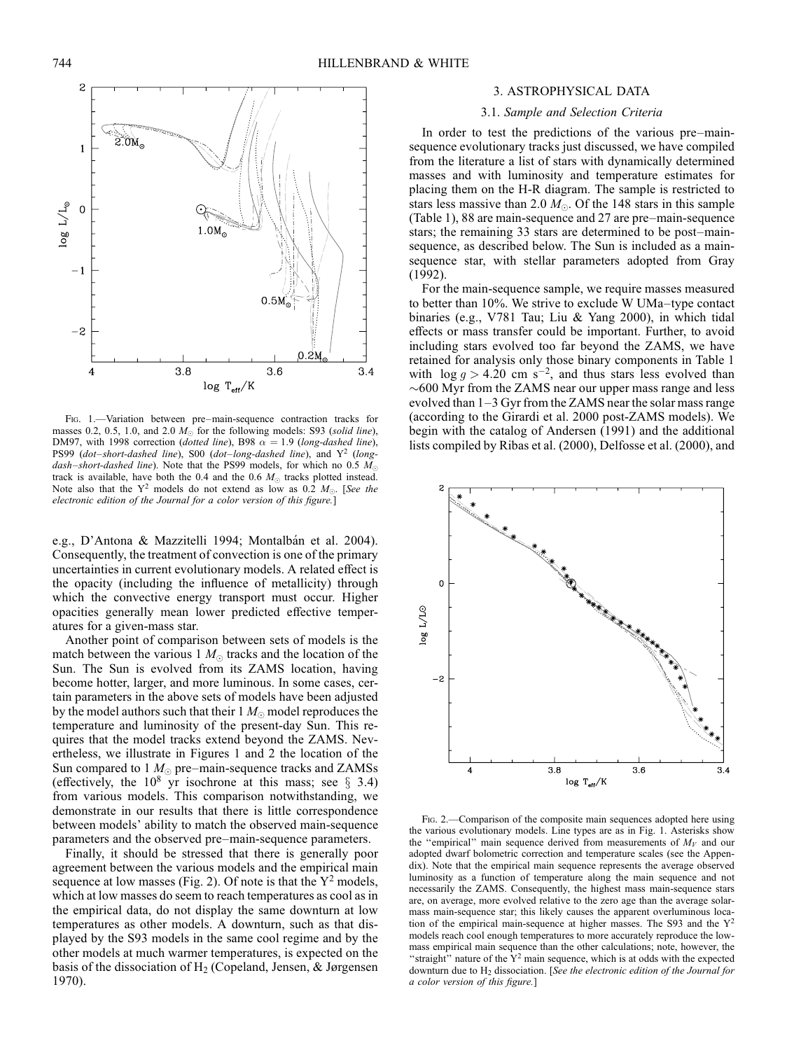FIG. 1.—Variation between pre–main-sequence contraction tracks for masses 0.2, 0.5, 1.0, and 2.0 $M_\odot$ for the following models: S93 (*solid line*), DM97, with 1998 correction (*dotted line*), B98 $\alpha = 1.9$ (*long-dashed line*), PS99 (*dot–short-dashed line*), S00 (*dot–long-dashed line*), and $Y^2$ (*long-dash–short-dashed line*). Note that the PS99 models, for which no 0.5 $M_\odot$ track is available, have both the 0.4 and the 0.6 $M_\odot$ tracks plotted instead. Note also that the $Y^2$ models do not extend as low as 0.2 $M_\odot$. [*See the electronic edition of the Journal for a color version of this figure.*]

e.g., D'Antona & Mazzitelli 1994; Montalbán et al. 2004). Consequently, the treatment of convection is one of the primary uncertainties in current evolutionary models. A related effect is the opacity (including the influence of metallicity) through which the convective energy transport must occur. Higher opacities generally mean lower predicted effective temperatures for a given-mass star.

Another point of comparison between sets of models is the match between the various 1 $M_\odot$ tracks and the location of the Sun. The Sun is evolved from its ZAMS location, having become hotter, larger, and more luminous. In some cases, certain parameters in the above sets of models have been adjusted by the model authors such that their 1 $M_\odot$ model reproduces the temperature and luminosity of the present-day Sun. This requires that the model tracks extend beyond the ZAMS. Nevertheless, we illustrate in Figures 1 and 2 the location of the Sun compared to 1 $M_\odot$ pre–main-sequence tracks and ZAMSs (effectively, the $10^8$ yr isochrone at this mass; see § 3.4) from various models. This comparison notwithstanding, we demonstrate in our results that there is little correspondence between models' ability to match the observed main-sequence parameters and the observed pre–main-sequence parameters.

Finally, it should be stressed that there is generally poor agreement between the various models and the empirical main sequence at low masses (Fig. 2). Of note is that the $Y^2$ models, which at low masses do seem to reach temperatures as cool as in the empirical data, do not display the same downturn at low temperatures as other models. A downturn, such as that displayed by the S93 models in the same cool regime and by the other models at much warmer temperatures, is expected on the basis of the dissociation of $H_2$ (Copeland, Jensen, & Jørgensen 1970).

## 3. ASTROPHYSICAL DATA

### 3.1. *Sample and Selection Criteria*

In order to test the predictions of the various pre–main-sequence evolutionary tracks just discussed, we have compiled from the literature a list of stars with dynamically determined masses and with luminosity and temperature estimates for placing them on the H-R diagram. The sample is restricted to stars less massive than 2.0 $M_\odot$. Of the 148 stars in this sample (Table 1), 88 are main-sequence and 27 are pre–main-sequence stars; the remaining 33 stars are determined to be post–main-sequence, as described below. The Sun is included as a main-sequence star, with stellar parameters adopted from Gray (1992).

For the main-sequence sample, we require masses measured to better than 10%. We strive to exclude W UMa–type contact binaries (e.g., V781 Tau; Liu & Yang 2000), in which tidal effects or mass transfer could be important. Further, to avoid including stars evolved too far beyond the ZAMS, we have retained for analysis only those binary components in Table 1 with $\log g > 4.20$ cm s$^{-2}$, and thus stars less evolved than ~600 Myr from the ZAMS near our upper mass range and less evolved than 1–3 Gyr from the ZAMS near the solar mass range (according to the Girardi et al. 2000 post-ZAMS models). We begin with the catalog of Andersen (1991) and the additional lists compiled by Ribas et al. (2000), Delfosse et al. (2000), and

FIG. 2.—Comparison of the composite main sequences adopted here using the various evolutionary models. Line types are as in Fig. 1. Asterisks show the "empirical" main sequence derived from measurements of $M_V$ and our adopted dwarf bolometric correction and temperature scales (see the Appendix). Note that the empirical main sequence represents the average observed luminosity as a function of temperature along the main sequence and not necessarily the ZAMS. Consequently, the highest mass main-sequence stars are, on average, more evolved relative to the zero age than the average solar-mass main-sequence star; this likely causes the apparent overluminous location of the empirical main-sequence at higher masses. The S93 and the $Y^2$ models reach cool enough temperatures to more accurately reproduce the low-mass empirical main sequence than the other calculations; note, however, the "straight" nature of the $Y^2$ main sequence, which is at odds with the expected downturn due to $H_2$ dissociation. [*See the electronic edition of the Journal for a color version of this figure.*]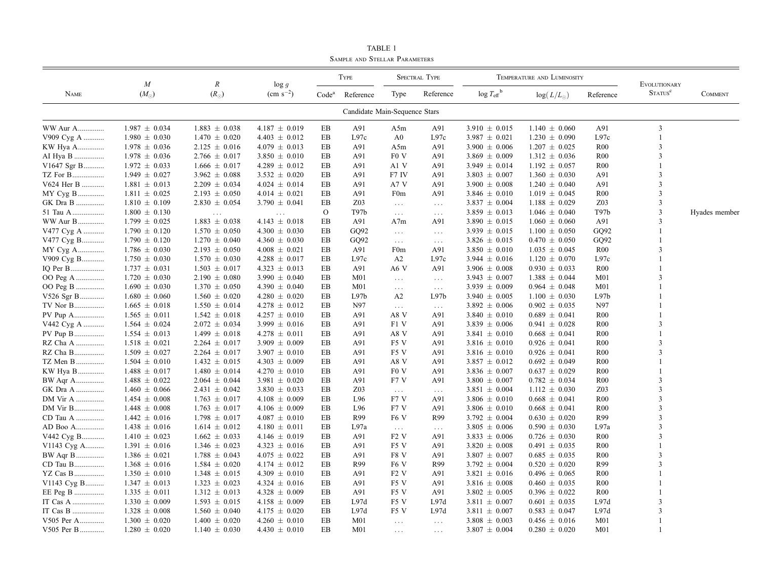TABLE 1

Sample and Stellar Parameters

| Name | $M$ ($M_{\odot}$) | $R$ ($R_{\odot}$) | $\log g$ (cm $s^{-2}$) | Type | | Spectral Type | | Temperature and Luminosity | | | Evolutionary Status[c] | Comment |
|---|---|---|---|---|---|---|---|---|---|---|---|---|
| | | | | Code[a] | Reference | Type | Reference | $\log T_{eff}$[b] | $\log(L/L_{\odot})$ | Reference | | |
| **Candidate Main-Sequence Stars** | | | | | | | | | | | | |
| WW Aur A | 1.987 ± 0.034 | 1.883 ± 0.038 | 4.187 ± 0.019 | EB | A91 | A5m | A91 | 3.910 ± 0.015 | 1.140 ± 0.060 | A91 | 3 | |
| V909 Cyg A | 1.980 ± 0.030 | 1.470 ± 0.020 | 4.403 ± 0.012 | EB | L97c | A0 | L97c | 3.987 ± 0.021 | 1.230 ± 0.090 | L97c | 1 | |
| KW Hya A | 1.978 ± 0.036 | 2.125 ± 0.016 | 4.079 ± 0.013 | EB | A91 | A5m | A91 | 3.900 ± 0.006 | 1.207 ± 0.025 | R00 | 3 | |
| AI Hya B | 1.978 ± 0.036 | 2.766 ± 0.017 | 3.850 ± 0.010 | EB | A91 | F0 V | A91 | 3.869 ± 0.009 | 1.312 ± 0.036 | R00 | 3 | |
| V1647 Sgr B | 1.972 ± 0.033 | 1.666 ± 0.017 | 4.289 ± 0.012 | EB | A91 | A1 V | A91 | 3.949 ± 0.014 | 1.192 ± 0.057 | R00 | 1 | |
| TZ For B | 1.949 ± 0.027 | 3.962 ± 0.088 | 3.532 ± 0.020 | EB | A91 | F7 IV | A91 | 3.803 ± 0.007 | 1.360 ± 0.030 | A91 | 3 | |
| V624 Her B | 1.881 ± 0.013 | 2.209 ± 0.034 | 4.024 ± 0.014 | EB | A91 | A7 V | A91 | 3.900 ± 0.008 | 1.240 ± 0.040 | A91 | 3 | |
| MY Cyg B | 1.811 ± 0.025 | 2.193 ± 0.050 | 4.014 ± 0.021 | EB | A91 | F0m | A91 | 3.846 ± 0.010 | 1.019 ± 0.045 | R00 | 3 | |
| GK Dra B | 1.810 ± 0.109 | 2.830 ± 0.054 | 3.790 ± 0.041 | EB | Z03 | ... | ... | 3.837 ± 0.004 | 1.188 ± 0.029 | Z03 | 3 | |
| 51 Tau A | 1.800 ± 0.130 | ... | ... | O | T97b | ... | ... | 3.859 ± 0.013 | 1.046 ± 0.040 | T97b | 3 | Hyades member |
| WW Aur B | 1.799 ± 0.025 | 1.883 ± 0.038 | 4.143 ± 0.018 | EB | A91 | A7m | A91 | 3.890 ± 0.015 | 1.060 ± 0.060 | A91 | 3 | |
| V477 Cyg A | 1.790 ± 0.120 | 1.570 ± 0.050 | 4.300 ± 0.030 | EB | GQ92 | ... | ... | 3.939 ± 0.015 | 1.100 ± 0.050 | GQ92 | 1 | |
| V477 Cyg B | 1.790 ± 0.120 | 1.270 ± 0.040 | 4.360 ± 0.030 | EB | GQ92 | ... | ... | 3.826 ± 0.015 | 0.470 ± 0.050 | GQ92 | 1 | |
| MY Cyg A | 1.786 ± 0.030 | 2.193 ± 0.050 | 4.008 ± 0.021 | EB | A91 | F0m | A91 | 3.850 ± 0.010 | 1.035 ± 0.045 | R00 | 3 | |
| V909 Cyg B | 1.750 ± 0.030 | 1.570 ± 0.030 | 4.288 ± 0.017 | EB | L97c | A2 | L97c | 3.944 ± 0.016 | 1.120 ± 0.070 | L97c | 1 | |
| IQ Per B | 1.737 ± 0.031 | 1.503 ± 0.017 | 4.323 ± 0.013 | EB | A91 | A6 V | A91 | 3.906 ± 0.008 | 0.930 ± 0.033 | R00 | 1 | |
| OO Peg A | 1.720 ± 0.030 | 2.190 ± 0.080 | 3.990 ± 0.040 | EB | M01 | ... | ... | 3.943 ± 0.007 | 1.388 ± 0.044 | M01 | 3 | |
| OO Peg B | 1.690 ± 0.030 | 1.370 ± 0.050 | 4.390 ± 0.040 | EB | M01 | ... | ... | 3.939 ± 0.009 | 0.964 ± 0.048 | M01 | 1 | |
| V526 Sgr B | 1.680 ± 0.060 | 1.560 ± 0.020 | 4.280 ± 0.020 | EB | L97b | A2 | L97b | 3.940 ± 0.005 | 1.100 ± 0.030 | L97b | 1 | |
| TV Nor B | 1.665 ± 0.018 | 1.550 ± 0.014 | 4.278 ± 0.012 | EB | N97 | ... | ... | 3.892 ± 0.006 | 0.902 ± 0.035 | N97 | 1 | |
| PV Pup A | 1.565 ± 0.011 | 1.542 ± 0.018 | 4.257 ± 0.010 | EB | A91 | A8 V | A91 | 3.840 ± 0.010 | 0.689 ± 0.041 | R00 | 1 | |
| V442 Cyg A | 1.564 ± 0.024 | 2.072 ± 0.034 | 3.999 ± 0.016 | EB | A91 | F1 V | A91 | 3.839 ± 0.006 | 0.941 ± 0.028 | R00 | 3 | |
| PV Pup B | 1.554 ± 0.013 | 1.499 ± 0.018 | 4.278 ± 0.011 | EB | A91 | A8 V | A91 | 3.841 ± 0.010 | 0.668 ± 0.041 | R00 | 1 | |
| RZ Cha A | 1.518 ± 0.021 | 2.264 ± 0.017 | 3.909 ± 0.009 | EB | A91 | F5 V | A91 | 3.816 ± 0.010 | 0.926 ± 0.041 | R00 | 3 | |
| RZ Cha B | 1.509 ± 0.027 | 2.264 ± 0.017 | 3.907 ± 0.010 | EB | A91 | F5 V | A91 | 3.816 ± 0.010 | 0.926 ± 0.041 | R00 | 3 | |
| TZ Men B | 1.504 ± 0.010 | 1.432 ± 0.015 | 4.303 ± 0.009 | EB | A91 | A8 V | A91 | 3.857 ± 0.012 | 0.692 ± 0.049 | R00 | 1 | |
| KW Hya B | 1.488 ± 0.017 | 1.480 ± 0.014 | 4.270 ± 0.010 | EB | A91 | F0 V | A91 | 3.836 ± 0.007 | 0.637 ± 0.029 | R00 | 1 | |
| BW Aqr A | 1.488 ± 0.022 | 2.064 ± 0.044 | 3.981 ± 0.020 | EB | A91 | F7 V | A91 | 3.800 ± 0.007 | 0.782 ± 0.034 | R00 | 3 | |
| GK Dra A | 1.460 ± 0.066 | 2.431 ± 0.042 | 3.830 ± 0.033 | EB | Z03 | ... | ... | 3.851 ± 0.004 | 1.112 ± 0.030 | Z03 | 3 | |
| DM Vir A | 1.454 ± 0.008 | 1.763 ± 0.017 | 4.108 ± 0.009 | EB | L96 | F7 V | A91 | 3.806 ± 0.010 | 0.668 ± 0.041 | R00 | 3 | |
| DM Vir B | 1.448 ± 0.008 | 1.763 ± 0.017 | 4.106 ± 0.009 | EB | L96 | F7 V | A91 | 3.806 ± 0.010 | 0.668 ± 0.041 | R00 | 3 | |
| CD Tau A | 1.442 ± 0.016 | 1.798 ± 0.017 | 4.087 ± 0.010 | EB | R99 | F6 V | R99 | 3.792 ± 0.004 | 0.630 ± 0.020 | R99 | 3 | |
| AD Boo A | 1.438 ± 0.016 | 1.614 ± 0.012 | 4.180 ± 0.011 | EB | L97a | ... | ... | 3.805 ± 0.006 | 0.590 ± 0.030 | L97a | 3 | |
| V442 Cyg B | 1.410 ± 0.023 | 1.662 ± 0.033 | 4.146 ± 0.019 | EB | A91 | F2 V | A91 | 3.833 ± 0.006 | 0.726 ± 0.030 | R00 | 3 | |
| V1143 Cyg A | 1.391 ± 0.016 | 1.346 ± 0.023 | 4.323 ± 0.016 | EB | A91 | F5 V | A91 | 3.820 ± 0.008 | 0.491 ± 0.035 | R00 | 1 | |
| BW Aqr B | 1.386 ± 0.021 | 1.788 ± 0.043 | 4.075 ± 0.022 | EB | A91 | F8 V | A91 | 3.807 ± 0.007 | 0.685 ± 0.035 | R00 | 3 | |
| CD Tau B | 1.368 ± 0.016 | 1.584 ± 0.020 | 4.174 ± 0.012 | EB | R99 | F6 V | R99 | 3.792 ± 0.004 | 0.520 ± 0.020 | R99 | 3 | |
| YZ Cas B | 1.350 ± 0.010 | 1.348 ± 0.015 | 4.309 ± 0.010 | EB | A91 | F2 V | A91 | 3.821 ± 0.016 | 0.496 ± 0.065 | R00 | 1 | |
| V1143 Cyg B | 1.347 ± 0.013 | 1.323 ± 0.023 | 4.324 ± 0.016 | EB | A91 | F5 V | A91 | 3.816 ± 0.008 | 0.460 ± 0.035 | R00 | 1 | |
| EE Peg B | 1.335 ± 0.011 | 1.312 ± 0.013 | 4.328 ± 0.009 | EB | A91 | F5 V | A91 | 3.802 ± 0.005 | 0.396 ± 0.022 | R00 | 1 | |
| IT Cas A | 1.330 ± 0.009 | 1.593 ± 0.015 | 4.158 ± 0.009 | EB | L97d | F5 V | L97d | 3.811 ± 0.007 | 0.601 ± 0.035 | L97d | 3 | |
| IT Cas B | 1.328 ± 0.008 | 1.560 ± 0.040 | 4.175 ± 0.020 | EB | L97d | F5 V | L97d | 3.811 ± 0.007 | 0.583 ± 0.047 | L97d | 3 | |
| V505 Per A | 1.300 ± 0.020 | 1.400 ± 0.020 | 4.260 ± 0.010 | EB | M01 | ... | ... | 3.808 ± 0.003 | 0.456 ± 0.016 | M01 | 1 | |
| V505 Per B | 1.280 ± 0.020 | 1.140 ± 0.030 | 4.430 ± 0.010 | EB | M01 | ... | ... | 3.807 ± 0.004 | 0.280 ± 0.020 | M01 | 1 | |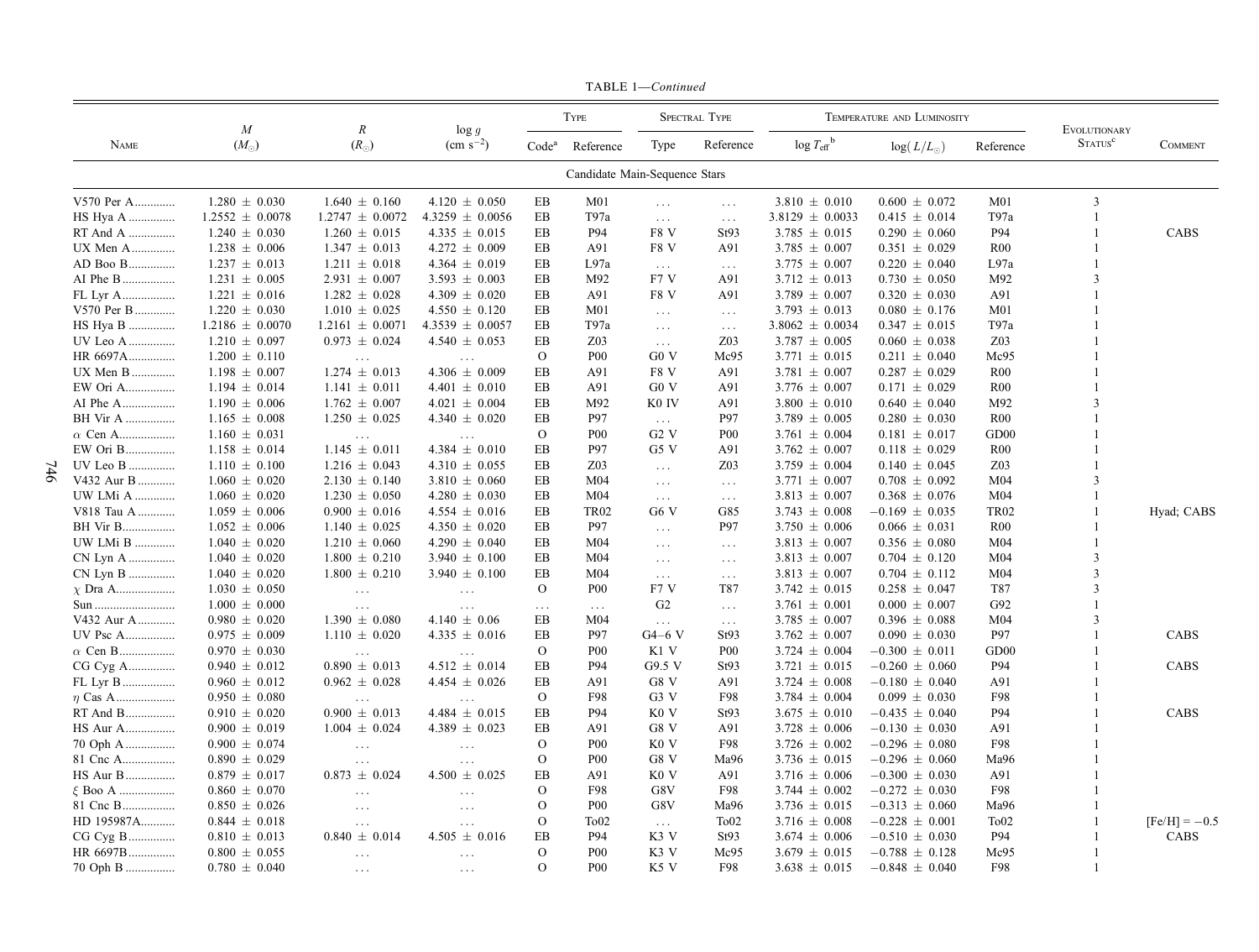TABLE 1—*Continued*

| Name | $M$ ($M_\odot$) | $R$ ($R_\odot$) | $\log g$ (cm s$^{-2}$) | Type | | Spectral Type | | Temperature and Luminosity | | | Evolutionary Status[c] | Comment |
|---|---|---|---|---|---|---|---|---|---|---|---|---|
| | | | | Code[a] | Reference | Type | Reference | $\log T_{\rm eff}$[b] | $\log(L/L_\odot)$ | Reference | | |
| **Candidate Main-Sequence Stars** | | | | | | | | | | | | |
| V570 Per A | 1.280 ± 0.030 | 1.640 ± 0.160 | 4.120 ± 0.050 | EB | M01 | ... | ... | 3.810 ± 0.010 | 0.600 ± 0.072 | M01 | 3 | |
| HS Hya A | 1.2552 ± 0.0078 | 1.2747 ± 0.0072 | 4.3259 ± 0.0056 | EB | T97a | ... | ... | 3.8129 ± 0.0033 | 0.415 ± 0.014 | T97a | 1 | |
| RT And A | 1.240 ± 0.030 | 1.260 ± 0.015 | 4.335 ± 0.015 | EB | P94 | F8 V | St93 | 3.785 ± 0.015 | 0.290 ± 0.060 | P94 | 1 | CABS |
| UX Men A | 1.238 ± 0.006 | 1.347 ± 0.013 | 4.272 ± 0.009 | EB | A91 | F8 V | A91 | 3.785 ± 0.007 | 0.351 ± 0.029 | R00 | 1 | |
| AD Boo B | 1.237 ± 0.013 | 1.211 ± 0.018 | 4.364 ± 0.019 | EB | L97a | ... | ... | 3.775 ± 0.007 | 0.220 ± 0.040 | L97a | 1 | |
| AI Phe B | 1.231 ± 0.005 | 2.931 ± 0.007 | 3.593 ± 0.003 | EB | M92 | F7 V | A91 | 3.712 ± 0.013 | 0.730 ± 0.050 | M92 | 3 | |
| FL Lyr A | 1.221 ± 0.016 | 1.282 ± 0.028 | 4.309 ± 0.020 | EB | A91 | F8 V | A91 | 3.789 ± 0.007 | 0.320 ± 0.030 | A91 | 1 | |
| V570 Per B | 1.220 ± 0.030 | 1.010 ± 0.025 | 4.550 ± 0.120 | EB | M01 | ... | ... | 3.793 ± 0.013 | 0.080 ± 0.176 | M01 | 1 | |
| HS Hya B | 1.2186 ± 0.0070 | 1.2161 ± 0.0071 | 4.3539 ± 0.0057 | EB | T97a | ... | ... | 3.8062 ± 0.0034 | 0.347 ± 0.015 | T97a | 1 | |
| UV Leo A | 1.210 ± 0.097 | 0.973 ± 0.024 | 4.540 ± 0.053 | EB | Z03 | ... | Z03 | 3.787 ± 0.005 | 0.060 ± 0.038 | Z03 | 1 | |
| HR 6697A | 1.200 ± 0.110 | ... | ... | O | P00 | G0 V | Mc95 | 3.771 ± 0.015 | 0.211 ± 0.040 | Mc95 | 1 | |
| UX Men B | 1.198 ± 0.007 | 1.274 ± 0.013 | 4.306 ± 0.009 | EB | A91 | F8 V | A91 | 3.781 ± 0.007 | 0.287 ± 0.029 | R00 | 1 | |
| EW Ori A | 1.194 ± 0.014 | 1.141 ± 0.011 | 4.401 ± 0.010 | EB | A91 | G0 V | A91 | 3.776 ± 0.007 | 0.171 ± 0.029 | R00 | 1 | |
| AI Phe A | 1.190 ± 0.006 | 1.762 ± 0.007 | 4.021 ± 0.004 | EB | M92 | K0 IV | A91 | 3.800 ± 0.010 | 0.640 ± 0.040 | M92 | 3 | |
| BH Vir A | 1.165 ± 0.008 | 1.250 ± 0.025 | 4.340 ± 0.020 | EB | P97 | ... | P97 | 3.789 ± 0.005 | 0.280 ± 0.030 | R00 | 1 | |
| $\alpha$ Cen A | 1.160 ± 0.031 | ... | ... | O | P00 | G2 V | P00 | 3.761 ± 0.004 | 0.181 ± 0.017 | GD00 | 1 | |
| EW Ori B | 1.158 ± 0.014 | 1.145 ± 0.011 | 4.384 ± 0.010 | EB | P97 | G5 V | A91 | 3.762 ± 0.007 | 0.118 ± 0.029 | R00 | 1 | |
| UV Leo B | 1.110 ± 0.100 | 1.216 ± 0.043 | 4.310 ± 0.055 | EB | Z03 | ... | Z03 | 3.759 ± 0.004 | 0.140 ± 0.045 | Z03 | 1 | |
| V432 Aur B | 1.060 ± 0.020 | 2.130 ± 0.140 | 3.810 ± 0.060 | EB | M04 | ... | ... | 3.771 ± 0.007 | 0.708 ± 0.092 | M04 | 3 | |
| UW LMi A | 1.060 ± 0.020 | 1.230 ± 0.050 | 4.280 ± 0.030 | EB | M04 | ... | ... | 3.813 ± 0.007 | 0.368 ± 0.076 | M04 | 1 | |
| V818 Tau A | 1.059 ± 0.006 | 0.900 ± 0.016 | 4.554 ± 0.016 | EB | TR02 | G6 V | G85 | 3.743 ± 0.008 | −0.169 ± 0.035 | TR02 | 1 | Hyad; CABS |
| BH Vir B | 1.052 ± 0.006 | 1.140 ± 0.025 | 4.350 ± 0.020 | EB | P97 | ... | P97 | 3.750 ± 0.006 | 0.066 ± 0.031 | R00 | 1 | |
| UW LMi B | 1.040 ± 0.020 | 1.210 ± 0.060 | 4.290 ± 0.040 | EB | M04 | ... | ... | 3.813 ± 0.007 | 0.356 ± 0.080 | M04 | 1 | |
| CN Lyn A | 1.040 ± 0.020 | 1.800 ± 0.210 | 3.940 ± 0.100 | EB | M04 | ... | ... | 3.813 ± 0.007 | 0.704 ± 0.120 | M04 | 3 | |
| CN Lyn B | 1.040 ± 0.020 | 1.800 ± 0.210 | 3.940 ± 0.100 | EB | M04 | ... | ... | 3.813 ± 0.007 | 0.704 ± 0.112 | M04 | 3 | |
| $\chi$ Dra A | 1.030 ± 0.050 | ... | ... | O | P00 | F7 V | T87 | 3.742 ± 0.015 | 0.258 ± 0.047 | T87 | 3 | |
| Sun | 1.000 ± 0.000 | ... | ... | ... | ... | G2 | ... | 3.761 ± 0.001 | 0.000 ± 0.007 | G92 | 1 | |
| V432 Aur A | 0.980 ± 0.020 | 1.390 ± 0.080 | 4.140 ± 0.06 | EB | M04 | ... | ... | 3.785 ± 0.007 | 0.396 ± 0.088 | M04 | 3 | |
| UV Psc A | 0.975 ± 0.009 | 1.110 ± 0.020 | 4.335 ± 0.016 | EB | P97 | G4–6 V | St93 | 3.762 ± 0.007 | 0.090 ± 0.030 | P97 | 1 | CABS |
| $\alpha$ Cen B | 0.970 ± 0.030 | ... | ... | O | P00 | K1 V | P00 | 3.724 ± 0.004 | −0.300 ± 0.011 | GD00 | 1 | |
| CG Cyg A | 0.940 ± 0.012 | 0.890 ± 0.013 | 4.512 ± 0.014 | EB | P94 | G9.5 V | St93 | 3.721 ± 0.015 | −0.260 ± 0.060 | P94 | 1 | CABS |
| FL Lyr B | 0.960 ± 0.012 | 0.962 ± 0.028 | 4.454 ± 0.026 | EB | A91 | G8 V | A91 | 3.724 ± 0.008 | −0.180 ± 0.040 | A91 | 1 | |
| $\eta$ Cas A | 0.950 ± 0.080 | ... | ... | O | F98 | G3 V | F98 | 3.784 ± 0.004 | 0.099 ± 0.030 | F98 | 1 | |
| RT And B | 0.910 ± 0.020 | 0.900 ± 0.013 | 4.484 ± 0.015 | EB | P94 | K0 V | St93 | 3.675 ± 0.010 | −0.435 ± 0.040 | P94 | 1 | CABS |
| HS Aur A | 0.900 ± 0.019 | 1.004 ± 0.024 | 4.389 ± 0.023 | EB | A91 | G8 V | A91 | 3.728 ± 0.006 | −0.130 ± 0.030 | A91 | 1 | |
| 70 Oph A | 0.900 ± 0.074 | ... | ... | O | P00 | K0 V | F98 | 3.726 ± 0.002 | −0.296 ± 0.080 | F98 | 1 | |
| 81 Cnc A | 0.890 ± 0.029 | ... | ... | O | P00 | G8 V | Ma96 | 3.736 ± 0.015 | −0.296 ± 0.060 | Ma96 | 1 | |
| HS Aur B | 0.879 ± 0.017 | 0.873 ± 0.024 | 4.500 ± 0.025 | EB | A91 | K0 V | A91 | 3.716 ± 0.006 | −0.300 ± 0.030 | A91 | 1 | |
| $\xi$ Boo A | 0.860 ± 0.070 | ... | ... | O | F98 | G8V | F98 | 3.744 ± 0.002 | −0.272 ± 0.030 | F98 | 1 | |
| 81 Cnc B | 0.850 ± 0.026 | ... | ... | O | P00 | G8V | Ma96 | 3.736 ± 0.015 | −0.313 ± 0.060 | Ma96 | 1 | |
| HD 195987A | 0.844 ± 0.018 | ... | ... | O | To02 | ... | To02 | 3.716 ± 0.008 | −0.228 ± 0.001 | To02 | 1 | [Fe/H] = −0.5 |
| CG Cyg B | 0.810 ± 0.013 | 0.840 ± 0.014 | 4.505 ± 0.016 | EB | P94 | K3 V | St93 | 3.674 ± 0.006 | −0.510 ± 0.030 | P94 | 1 | CABS |
| HR 6697B | 0.800 ± 0.055 | ... | ... | O | P00 | K3 V | Mc95 | 3.679 ± 0.015 | −0.788 ± 0.128 | Mc95 | 1 | |
| 70 Oph B | 0.780 ± 0.040 | ... | ... | O | P00 | K5 V | F98 | 3.638 ± 0.015 | −0.848 ± 0.040 | F98 | 1 | |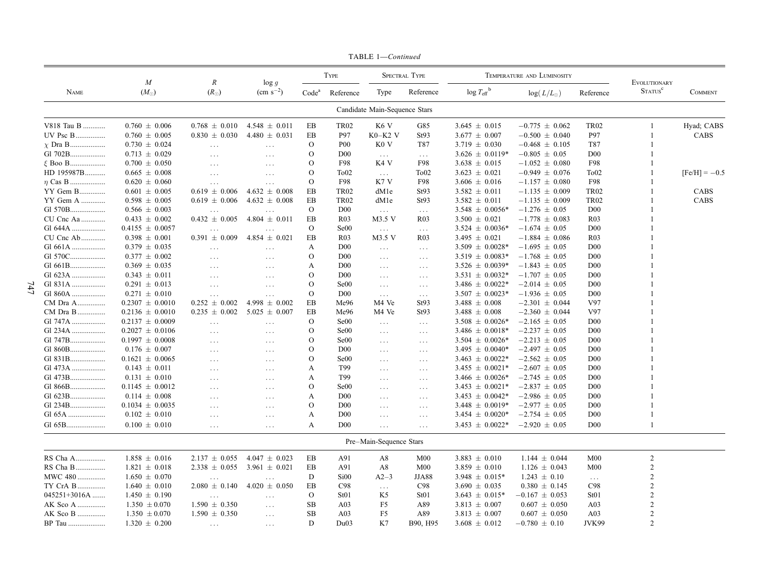TABLE 1—*Continued*

| Name | $M$ ($M_{\odot}$) | $R$ ($R_{\odot}$) | $\log g$ (cm $s^{-2}$) | Type | | Spectral Type | | Temperature and Luminosity | | | Evolutionary Status[c] | Comment |
|---|---|---|---|---|---|---|---|---|---|---|---|---|
| | | | | Code[a] | Reference | Type | Reference | $\log T_{eff}$[b] | $\log(L/L_{\odot})$ | Reference | | |
| **Candidate Main-Sequence Stars** | | | | | | | | | | | | |
| V818 Tau B | 0.760 ± 0.006 | 0.768 ± 0.010 | 4.548 ± 0.011 | EB | TR02 | K6 V | G85 | 3.645 ± 0.015 | −0.775 ± 0.062 | TR02 | 1 | Hyad; CABS |
| UV Psc B | 0.760 ± 0.005 | 0.830 ± 0.030 | 4.480 ± 0.031 | EB | P97 | K0–K2 V | St93 | 3.677 ± 0.007 | −0.500 ± 0.040 | P97 | 1 | CABS |
| $\chi$ Dra B | 0.730 ± 0.024 | ... | ... | O | P00 | K0 V | T87 | 3.719 ± 0.030 | −0.468 ± 0.105 | T87 | 1 | |
| Gl 702B | 0.713 ± 0.029 | ... | ... | O | D00 | ... | ... | 3.626 ± 0.0119* | −0.805 ± 0.05 | D00 | 1 | |
| $\xi$ Boo B | 0.700 ± 0.050 | ... | ... | O | F98 | K4 V | F98 | 3.638 ± 0.015 | −1.052 ± 0.080 | F98 | 1 | |
| HD 195987B | 0.665 ± 0.008 | ... | ... | O | To02 | ... | To02 | 3.623 ± 0.021 | −0.949 ± 0.076 | To02 | 1 | [Fe/H] = −0.5 |
| $\eta$ Cas B | 0.620 ± 0.060 | ... | ... | O | F98 | K7 V | F98 | 3.606 ± 0.016 | −1.157 ± 0.080 | F98 | 1 | |
| YY Gem B | 0.601 ± 0.005 | 0.619 ± 0.006 | 4.632 ± 0.008 | EB | TR02 | dM1e | St93 | 3.582 ± 0.011 | −1.135 ± 0.009 | TR02 | 1 | CABS |
| YY Gem A | 0.598 ± 0.005 | 0.619 ± 0.006 | 4.632 ± 0.008 | EB | TR02 | dM1e | St93 | 3.582 ± 0.011 | −1.135 ± 0.009 | TR02 | 1 | CABS |
| Gl 570B | 0.566 ± 0.003 | ... | ... | O | D00 | ... | ... | 3.548 ± 0.0056* | −1.276 ± 0.05 | D00 | 1 | |
| CU Cnc Aa | 0.433 ± 0.002 | 0.432 ± 0.005 | 4.804 ± 0.011 | EB | R03 | M3.5 V | R03 | 3.500 ± 0.021 | −1.778 ± 0.083 | R03 | 1 | |
| Gl 644A | 0.4155 ± 0.0057 | ... | ... | O | Se00 | ... | ... | 3.524 ± 0.0036* | −1.674 ± 0.05 | D00 | 1 | |
| CU Cnc Ab | 0.398 ± 0.001 | 0.391 ± 0.009 | 4.854 ± 0.021 | EB | R03 | M3.5 V | R03 | 3.495 ± 0.021 | −1.884 ± 0.086 | R03 | 1 | |
| Gl 661A | 0.379 ± 0.035 | ... | ... | A | D00 | ... | ... | 3.509 ± 0.0028* | −1.695 ± 0.05 | D00 | 1 | |
| Gl 570C | 0.377 ± 0.002 | ... | ... | O | D00 | ... | ... | 3.519 ± 0.0083* | −1.768 ± 0.05 | D00 | 1 | |
| Gl 661B | 0.369 ± 0.035 | ... | ... | A | D00 | ... | ... | 3.526 ± 0.0039* | −1.843 ± 0.05 | D00 | 1 | |
| Gl 623A | 0.343 ± 0.011 | ... | ... | O | D00 | ... | ... | 3.531 ± 0.0032* | −1.707 ± 0.05 | D00 | 1 | |
| Gl 831A | 0.291 ± 0.013 | ... | ... | O | Se00 | ... | ... | 3.486 ± 0.0022* | −2.014 ± 0.05 | D00 | 1 | |
| Gl 860A | 0.271 ± 0.010 | ... | ... | O | D00 | ... | ... | 3.507 ± 0.0023* | −1.936 ± 0.05 | D00 | 1 | |
| CM Dra A | 0.2307 ± 0.0010 | 0.252 ± 0.002 | 4.998 ± 0.002 | EB | Me96 | M4 Ve | St93 | 3.488 ± 0.008 | −2.301 ± 0.044 | V97 | 1 | |
| CM Dra B | 0.2136 ± 0.0010 | 0.235 ± 0.002 | 5.025 ± 0.007 | EB | Me96 | M4 Ve | St93 | 3.488 ± 0.008 | −2.360 ± 0.044 | V97 | 1 | |
| Gl 747A | 0.2137 ± 0.0009 | ... | ... | O | Se00 | ... | ... | 3.508 ± 0.0026* | −2.165 ± 0.05 | D00 | 1 | |
| Gl 234A | 0.2027 ± 0.0106 | ... | ... | O | Se00 | ... | ... | 3.486 ± 0.0018* | −2.237 ± 0.05 | D00 | 1 | |
| Gl 747B | 0.1997 ± 0.0008 | ... | ... | O | Se00 | ... | ... | 3.504 ± 0.0026* | −2.213 ± 0.05 | D00 | 1 | |
| Gl 860B | 0.176 ± 0.007 | ... | ... | O | D00 | ... | ... | 3.495 ± 0.0040* | −2.497 ± 0.05 | D00 | 1 | |
| Gl 831B | 0.1621 ± 0.0065 | ... | ... | O | Se00 | ... | ... | 3.463 ± 0.0022* | −2.562 ± 0.05 | D00 | 1 | |
| Gl 473A | 0.143 ± 0.011 | ... | ... | A | T99 | ... | ... | 3.455 ± 0.0021* | −2.607 ± 0.05 | D00 | 1 | |
| Gl 473B | 0.131 ± 0.010 | ... | ... | A | T99 | ... | ... | 3.466 ± 0.0026* | −2.745 ± 0.05 | D00 | 1 | |
| Gl 866B | 0.1145 ± 0.0012 | ... | ... | O | Se00 | ... | ... | 3.453 ± 0.0021* | −2.837 ± 0.05 | D00 | 1 | |
| Gl 623B | 0.114 ± 0.008 | ... | ... | A | D00 | ... | ... | 3.453 ± 0.0042* | −2.986 ± 0.05 | D00 | 1 | |
| Gl 234B | 0.1034 ± 0.0035 | ... | ... | O | D00 | ... | ... | 3.448 ± 0.0019* | −2.977 ± 0.05 | D00 | 1 | |
| Gl 65A | 0.102 ± 0.010 | ... | ... | A | D00 | ... | ... | 3.454 ± 0.0020* | −2.754 ± 0.05 | D00 | 1 | |
| Gl 65B | 0.100 ± 0.010 | ... | ... | A | D00 | ... | ... | 3.453 ± 0.0022* | −2.920 ± 0.05 | D00 | 1 | |
| **Pre–Main-Sequence Stars** | | | | | | | | | | | | |
| RS Cha A | 1.858 ± 0.016 | 2.137 ± 0.055 | 4.047 ± 0.023 | EB | A91 | A8 | M00 | 3.883 ± 0.010 | 1.144 ± 0.044 | M00 | 2 | |
| RS Cha B | 1.821 ± 0.018 | 2.338 ± 0.055 | 3.961 ± 0.021 | EB | A91 | A8 | M00 | 3.859 ± 0.010 | 1.126 ± 0.043 | M00 | 2 | |
| MWC 480 | 1.650 ± 0.070 | ... | ... | D | Si00 | A2–3 | JJA88 | 3.948 ± 0.015* | 1.243 ± 0.10 | ... | 2 | |
| TY CrA B | 1.640 ± 0.010 | 2.080 ± 0.140 | 4.020 ± 0.050 | EB | C98 | ... | C98 | 3.690 ± 0.035 | 0.380 ± 0.145 | C98 | 2 | |
| 045251+3016A | 1.450 ± 0.190 | ... | ... | O | St01 | K5 | St01 | 3.643 ± 0.015* | −0.167 ± 0.053 | St01 | 2 | |
| AK Sco A | 1.350 ± 0.070 | 1.590 ± 0.350 | ... | SB | A03 | F5 | A89 | 3.813 ± 0.007 | 0.607 ± 0.050 | A03 | 2 | |
| AK Sco B | 1.350 ± 0.070 | 1.590 ± 0.350 | ... | SB | A03 | F5 | A89 | 3.813 ± 0.007 | 0.607 ± 0.050 | A03 | 2 | |
| BP Tau | 1.320 ± 0.200 | ... | ... | D | Du03 | K7 | B90, H95 | 3.608 ± 0.012 | −0.780 ± 0.10 | JVK99 | 2 | |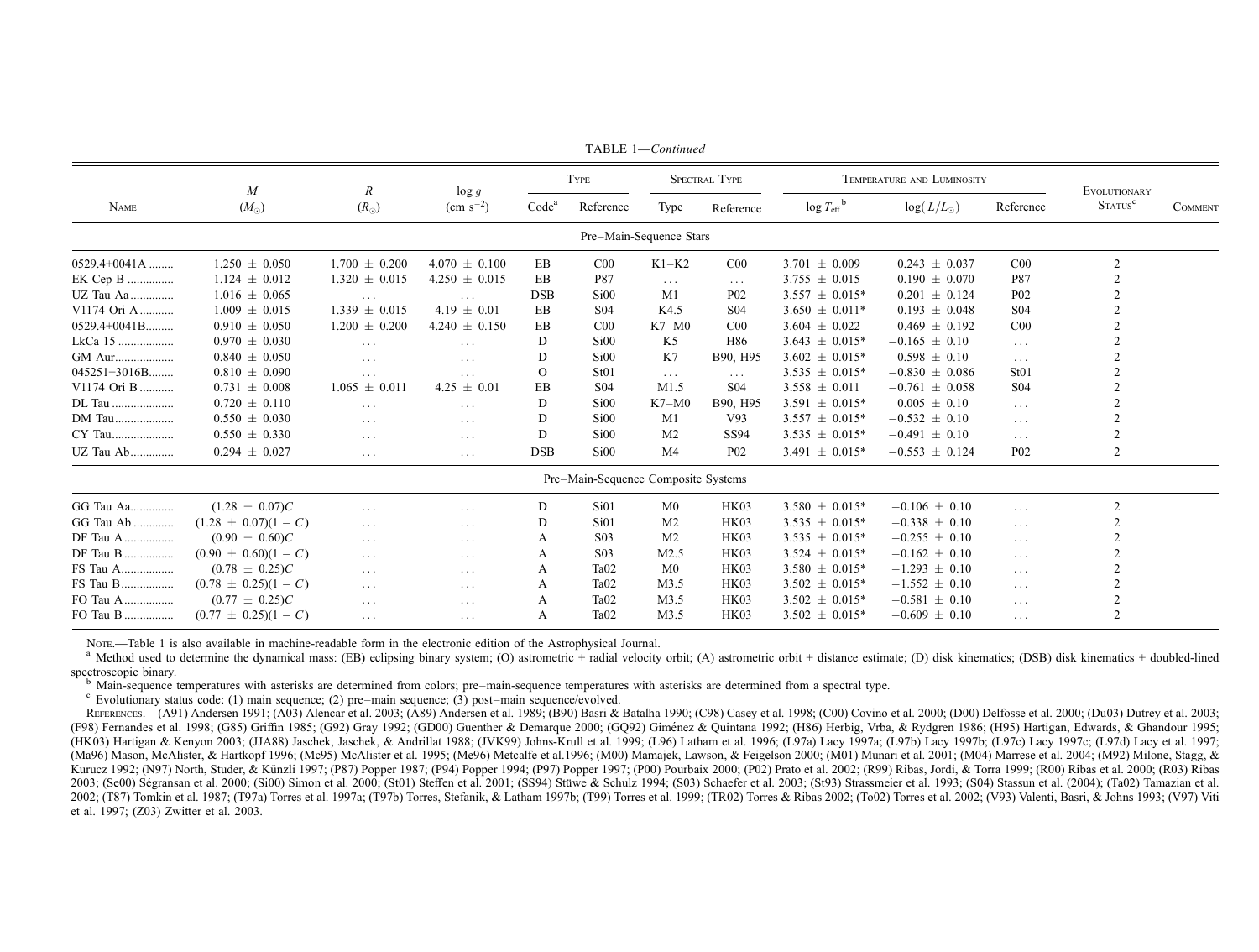TABLE 1—*Continued*

| Name | $M$ ($M_\odot$) | $R$ ($R_\odot$) | $\log g$ (cm s$^{-2}$) | Type | | Spectral Type | | Temperature and Luminosity | | | Evolutionary Status[c] | Comment |
|---|---|---|---|---|---|---|---|---|---|---|---|---|
| | | | | Code[a] | Reference | Type | Reference | $\log T_{\rm eff}$[b] | $\log(L/L_\odot)$ | Reference | | |
| **Pre–Main-Sequence Stars** | | | | | | | | | | | | |
| 0529.4+0041A ........ | 1.250 ± 0.050 | 1.700 ± 0.200 | 4.070 ± 0.100 | EB | C00 | K1–K2 | C00 | 3.701 ± 0.009 | 0.243 ± 0.037 | C00 | 2 | |
| EK Cep B ............... | 1.124 ± 0.012 | 1.320 ± 0.015 | 4.250 ± 0.015 | EB | P87 | . . . | . . . | 3.755 ± 0.015 | 0.190 ± 0.070 | P87 | 2 | |
| UZ Tau Aa ............. | 1.016 ± 0.065 | . . . | . . . | DSB | Si00 | M1 | P02 | 3.557 ± 0.015* | −0.201 ± 0.124 | P02 | 2 | |
| V1174 Ori A ........... | 1.009 ± 0.015 | 1.339 ± 0.015 | 4.19 ± 0.01 | EB | S04 | K4.5 | S04 | 3.650 ± 0.011* | −0.193 ± 0.048 | S04 | 2 | |
| 0529.4+0041B......... | 0.910 ± 0.050 | 1.200 ± 0.200 | 4.240 ± 0.150 | EB | C00 | K7–M0 | C00 | 3.604 ± 0.022 | −0.469 ± 0.192 | C00 | 2 | |
| LkCa 15 ................. | 0.970 ± 0.030 | . . . | . . . | D | Si00 | K5 | H86 | 3.643 ± 0.015* | −0.165 ± 0.10 | . . . | 2 | |
| GM Aur.................. | 0.840 ± 0.050 | . . . | . . . | D | Si00 | K7 | B90, H95 | 3.602 ± 0.015* | 0.598 ± 0.10 | . . . | 2 | |
| 045251+3016B........ | 0.810 ± 0.090 | . . . | . . . | O | St01 | . . . | . . . | 3.535 ± 0.015* | −0.830 ± 0.086 | St01 | 2 | |
| V1174 Ori B ........... | 0.731 ± 0.008 | 1.065 ± 0.011 | 4.25 ± 0.01 | EB | S04 | M1.5 | S04 | 3.558 ± 0.011 | −0.761 ± 0.058 | S04 | 2 | |
| DL Tau .................... | 0.720 ± 0.110 | . . . | . . . | D | Si00 | K7–M0 | B90, H95 | 3.591 ± 0.015* | 0.005 ± 0.10 | . . . | 2 | |
| DM Tau.................. | 0.550 ± 0.030 | . . . | . . . | D | Si00 | M1 | V93 | 3.557 ± 0.015* | −0.532 ± 0.10 | . . . | 2 | |
| CY Tau.................... | 0.550 ± 0.330 | . . . | . . . | D | Si00 | M2 | SS94 | 3.535 ± 0.015* | −0.491 ± 0.10 | . . . | 2 | |
| UZ Tau Ab............. | 0.294 ± 0.027 | . . . | . . . | DSB | Si00 | M4 | P02 | 3.491 ± 0.015* | −0.553 ± 0.124 | P02 | 2 | |
| **Pre–Main-Sequence Composite Systems** | | | | | | | | | | | | |
| GG Tau Aa............. | (1.28 ± 0.07)$C$ | . . . | . . . | D | Si01 | M0 | HK03 | 3.580 ± 0.015* | −0.106 ± 0.10 | . . . | 2 | |
| GG Tau Ab ............ | (1.28 ± 0.07)(1 − $C$) | . . . | . . . | D | Si01 | M2 | HK03 | 3.535 ± 0.015* | −0.338 ± 0.10 | . . . | 2 | |
| DF Tau A ............... | (0.90 ± 0.60)$C$ | . . . | . . . | A | S03 | M2 | HK03 | 3.535 ± 0.015* | −0.255 ± 0.10 | . . . | 2 | |
| DF Tau B ............... | (0.90 ± 0.60)(1 − $C$) | . . . | . . . | A | S03 | M2.5 | HK03 | 3.524 ± 0.015* | −0.162 ± 0.10 | . . . | 2 | |
| FS Tau A................. | (0.78 ± 0.25)$C$ | . . . | . . . | A | Ta02 | M0 | HK03 | 3.580 ± 0.015* | −1.293 ± 0.10 | . . . | 2 | |
| FS Tau B................. | (0.78 ± 0.25)(1 − $C$) | . . . | . . . | A | Ta02 | M3.5 | HK03 | 3.502 ± 0.015* | −1.552 ± 0.10 | . . . | 2 | |
| FO Tau A ............... | (0.77 ± 0.25)$C$ | . . . | . . . | A | Ta02 | M3.5 | HK03 | 3.502 ± 0.015* | −0.581 ± 0.10 | . . . | 2 | |
| FO Tau B ............... | (0.77 ± 0.25)(1 − $C$) | . . . | . . . | A | Ta02 | M3.5 | HK03 | 3.502 ± 0.015* | −0.609 ± 0.10 | . . . | 2 | |

Note.—Table 1 is also available in machine-readable form in the electronic edition of the Astrophysical Journal.

[a] Method used to determine the dynamical mass: (EB) eclipsing binary system; (O) astrometric + radial velocity orbit; (A) astrometric orbit + distance estimate; (D) disk kinematics; (DSB) disk kinematics + doubled-lined spectroscopic binary.

[b] Main-sequence temperatures with asterisks are determined from colors; pre–main-sequence temperatures with asterisks are determined from a spectral type.

[c] Evolutionary status code: (1) main sequence; (2) pre–main sequence; (3) post–main sequence/evolved.

References.—(A91) Andersen 1991; (A03) Alencar et al. 2003; (A89) Andersen et al. 1989; (B90) Basri & Batalha 1990; (C98) Casey et al. 1998; (C00) Covino et al. 2000; (D00) Delfosse et al. 2000; (Du03) Dutrey et al. 2003; (F98) Fernandes et al. 1998; (G85) Griffin 1985; (G92) Gray 1992; (GD00) Guenther & Demarque 2000; (GQ92) Giménez & Quintana 1992; (H86) Herbig, Vrba, & Rydgren 1986; (H95) Hartigan, Edwards, & Ghandour 1995; (HK03) Hartigan & Kenyon 2003; (JJA88) Jaschek, Jaschek, & Andrillat 1988; (JVK99) Johns-Krull et al. 1999; (L96) Latham et al. 1996; (L97a) Lacy 1997a; (L97b) Lacy 1997b; (L97c) Lacy 1997c; (L97d) Lacy et al. 1997; (Ma96) Mason, McAlister, & Hartkopf 1996; (Mc95) McAlister et al. 1995; (Me96) Metcalfe et al.1996; (M00) Mamajek, Lawson, & Feigelson 2000; (M01) Munari et al. 2001; (M04) Marrese et al. 2004; (M92) Milone, Stagg, & Kurucz 1992; (N97) North, Studer, & Künzli 1997; (P87) Popper 1987; (P94) Popper 1994; (P97) Popper 1997; (P00) Pourbaix 2000; (P02) Prato et al. 2002; (R99) Ribas, Jordi, & Torra 1999; (R00) Ribas et al. 2000; (R03) Ribas 2003; (Se00) Ségransan et al. 2000; (Si00) Simon et al. 2000; (St01) Steffen et al. 2001; (SS94) Stüwe & Schulz 1994; (S03) Schaefer et al. 2003; (St93) Strassmeier et al. 1993; (S04) Stassun et al. (2004); (Ta02) Tamazian et al. 2002; (T87) Tomkin et al. 1987; (T97a) Torres et al. 1997a; (T97b) Torres, Stefanik, & Latham 1997b; (T99) Torres et al. 1999; (TR02) Torres & Ribas 2002; (To02) Torres et al. 2002; (V93) Valenti, Basri, & Johns 1993; (V97) Viti et al. 1997; (Z03) Zwitter et al. 2003.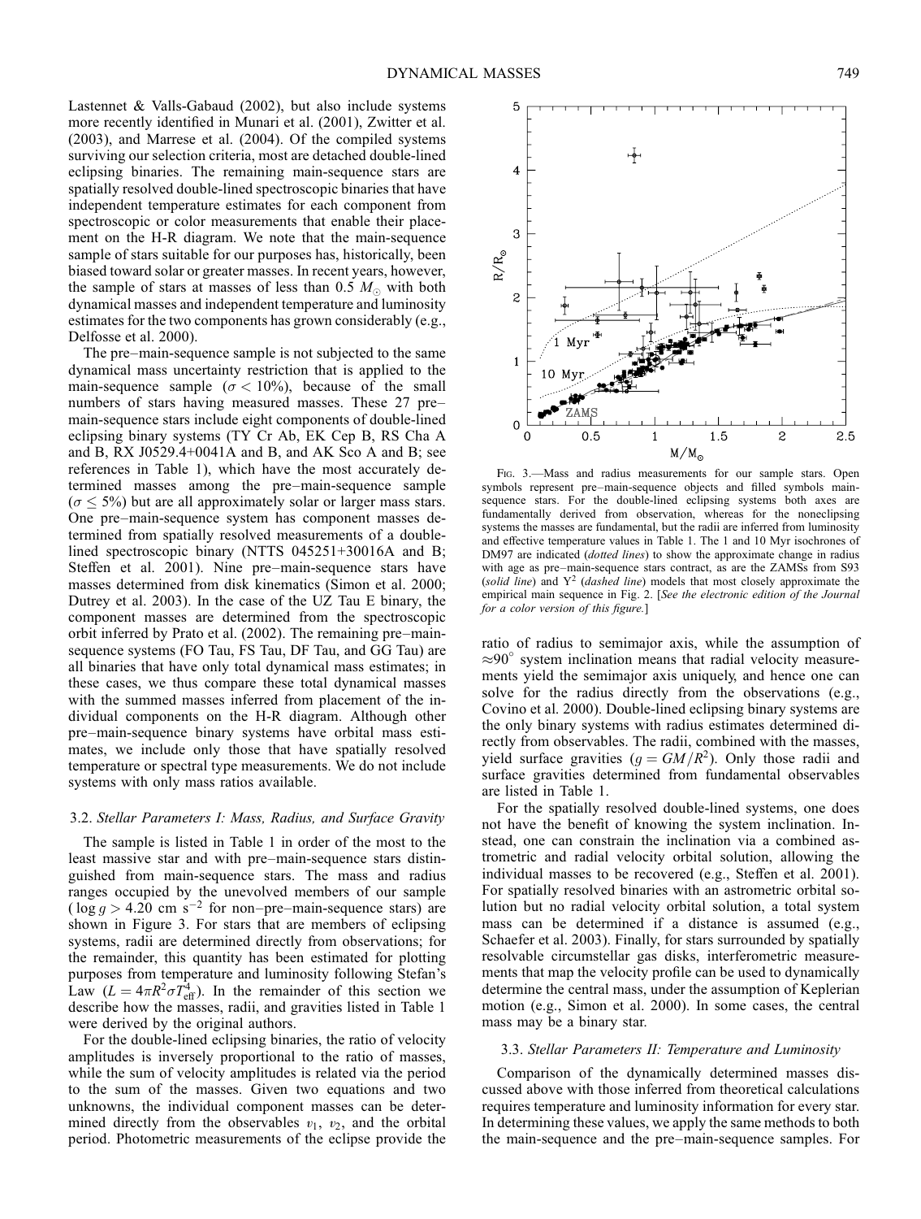Lastennet & Valls-Gabaud (2002), but also include systems more recently identified in Munari et al. (2001), Zwitter et al. (2003), and Marrese et al. (2004). Of the compiled systems surviving our selection criteria, most are detached double-lined eclipsing binaries. The remaining main-sequence stars are spatially resolved double-lined spectroscopic binaries that have independent temperature estimates for each component from spectroscopic or color measurements that enable their placement on the H-R diagram. We note that the main-sequence sample of stars suitable for our purposes has, historically, been biased toward solar or greater masses. In recent years, however, the sample of stars at masses of less than 0.5 $M_{\odot}$ with both dynamical masses and independent temperature and luminosity estimates for the two components has grown considerably (e.g., Delfosse et al. 2000).

The pre–main-sequence sample is not subjected to the same dynamical mass uncertainty restriction that is applied to the main-sequence sample ($\sigma < 10\%$), because of the small numbers of stars having measured masses. These 27 pre–main-sequence stars include eight components of double-lined eclipsing binary systems (TY Cr Ab, EK Cep B, RS Cha A and B, RX J0529.4+0041A and B, and AK Sco A and B; see references in Table 1), which have the most accurately determined masses among the pre–main-sequence sample ($\sigma \leq 5\%$) but are all approximately solar or larger mass stars. One pre–main-sequence system has component masses determined from spatially resolved measurements of a double-lined spectroscopic binary (NTTS 045251+30016A and B; Steffen et al. 2001). Nine pre–main-sequence stars have masses determined from disk kinematics (Simon et al. 2000; Dutrey et al. 2003). In the case of the UZ Tau E binary, the component masses are determined from the spectroscopic orbit inferred by Prato et al. (2002). The remaining pre–main-sequence systems (FO Tau, FS Tau, DF Tau, and GG Tau) are all binaries that have only total dynamical mass estimates; in these cases, we thus compare these total dynamical masses with the summed masses inferred from placement of the individual components on the H-R diagram. Although other pre–main-sequence binary systems have orbital mass estimates, we include only those that have spatially resolved temperature or spectral type measurements. We do not include systems with only mass ratios available.

### 3.2. *Stellar Parameters I: Mass, Radius, and Surface Gravity*

The sample is listed in Table 1 in order of the most to the least massive star and with pre–main-sequence stars distinguished from main-sequence stars. The mass and radius ranges occupied by the unevolved members of our sample ($\log g > 4.20$ cm s$^{-2}$ for non–pre–main-sequence stars) are shown in Figure 3. For stars that are members of eclipsing systems, radii are determined directly from observations; for the remainder, this quantity has been estimated for plotting purposes from temperature and luminosity following Stefan's Law ($L = 4\pi R^2 \sigma T_{\rm eff}^4$). In the remainder of this section we describe how the masses, radii, and gravities listed in Table 1 were derived by the original authors.

For the double-lined eclipsing binaries, the ratio of velocity amplitudes is inversely proportional to the ratio of masses, while the sum of velocity amplitudes is related via the period to the sum of the masses. Given two equations and two unknowns, the individual component masses can be determined directly from the observables $v_1$, $v_2$, and the orbital period. Photometric measurements of the eclipse provide the ratio of radius to semimajor axis, while the assumption of $\approx 90°$ system inclination means that radial velocity measurements yield the semimajor axis uniquely, and hence one can solve for the radius directly from the observations (e.g., Covino et al. 2000). Double-lined eclipsing binary systems are the only binary systems with radius estimates determined directly from observables. The radii, combined with the masses, yield surface gravities ($g = GM/R^2$). Only those radii and surface gravities determined from fundamental observables are listed in Table 1.

Fig. 3.—Mass and radius measurements for our sample stars. Open symbols represent pre–main-sequence objects and filled symbols main-sequence stars. For the double-lined eclipsing systems both axes are fundamentally derived from observation, whereas for the noneclipsing systems the masses are fundamental, but the radii are inferred from luminosity and effective temperature values in Table 1. The 1 and 10 Myr isochrones of DM97 are indicated (*dotted lines*) to show the approximate change in radius with age as pre–main-sequence stars contract, as are the ZAMSs from S93 (*solid line*) and Y$^2$ (*dashed line*) models that most closely approximate the empirical main sequence in Fig. 2. [*See the electronic edition of the Journal for a color version of this figure.*]

For the spatially resolved double-lined systems, one does not have the benefit of knowing the system inclination. Instead, one can constrain the inclination via a combined astrometric and radial velocity orbital solution, allowing the individual masses to be recovered (e.g., Steffen et al. 2001). For spatially resolved binaries with an astrometric orbital solution but no radial velocity orbital solution, a total system mass can be determined if a distance is assumed (e.g., Schaefer et al. 2003). Finally, for stars surrounded by spatially resolvable circumstellar gas disks, interferometric measurements that map the velocity profile can be used to dynamically determine the central mass, under the assumption of Keplerian motion (e.g., Simon et al. 2000). In some cases, the central mass may be a binary star.

### 3.3. *Stellar Parameters II: Temperature and Luminosity*

Comparison of the dynamically determined masses discussed above with those inferred from theoretical calculations requires temperature and luminosity information for every star. In determining these values, we apply the same methods to both the main-sequence and the pre–main-sequence samples. For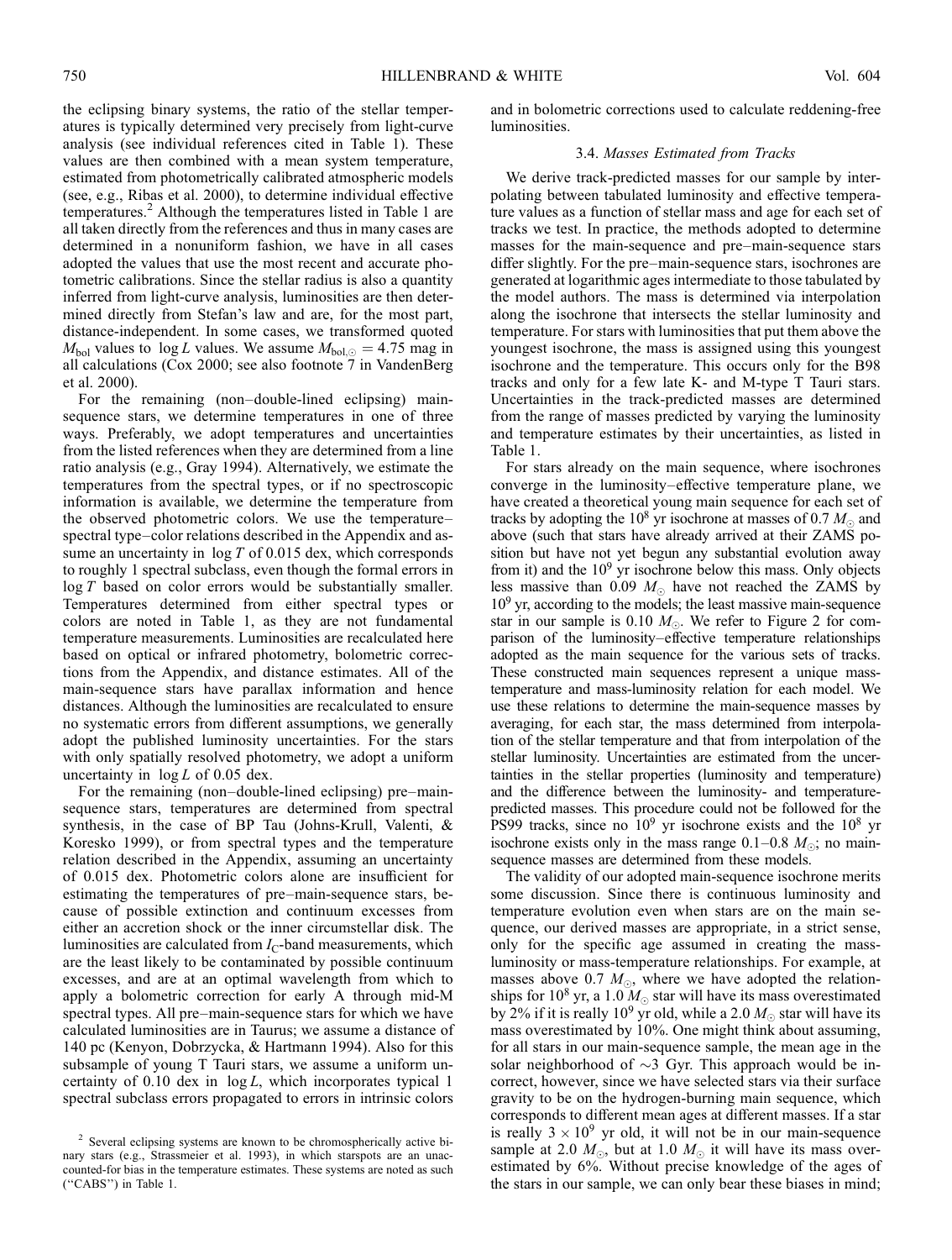the eclipsing binary systems, the ratio of the stellar temperatures is typically determined very precisely from light-curve analysis (see individual references cited in Table 1). These values are then combined with a mean system temperature, estimated from photometrically calibrated atmospheric models (see, e.g., Ribas et al. 2000), to determine individual effective temperatures.[2] Although the temperatures listed in Table 1 are all taken directly from the references and thus in many cases are determined in a nonuniform fashion, we have in all cases adopted the values that use the most recent and accurate photometric calibrations. Since the stellar radius is also a quantity inferred from light-curve analysis, luminosities are then determined directly from Stefan's law and are, for the most part, distance-independent. In some cases, we transformed quoted $M_{\rm bol}$ values to $\log L$ values. We assume $M_{\rm bol,\odot} = 4.75$ mag in all calculations (Cox 2000; see also footnote 7 in VandenBerg et al. 2000).

For the remaining (non–double-lined eclipsing) main-sequence stars, we determine temperatures in one of three ways. Preferably, we adopt temperatures and uncertainties from the listed references when they are determined from a line ratio analysis (e.g., Gray 1994). Alternatively, we estimate the temperatures from the spectral types, or if no spectroscopic information is available, we determine the temperature from the observed photometric colors. We use the temperature–spectral type–color relations described in the Appendix and assume an uncertainty in $\log T$ of 0.015 dex, which corresponds to roughly 1 spectral subclass, even though the formal errors in $\log T$ based on color errors would be substantially smaller. Temperatures determined from either spectral types or colors are noted in Table 1, as they are not fundamental temperature measurements. Luminosities are recalculated here based on optical or infrared photometry, bolometric corrections from the Appendix, and distance estimates. All of the main-sequence stars have parallax information and hence distances. Although the luminosities are recalculated to ensure no systematic errors from different assumptions, we generally adopt the published luminosity uncertainties. For the stars with only spatially resolved photometry, we adopt a uniform uncertainty in $\log L$ of 0.05 dex.

For the remaining (non–double-lined eclipsing) pre–main-sequence stars, temperatures are determined from spectral synthesis, in the case of BP Tau (Johns-Krull, Valenti, & Koresko 1999), or from spectral types and the temperature relation described in the Appendix, assuming an uncertainty of 0.015 dex. Photometric colors alone are insufficient for estimating the temperatures of pre–main-sequence stars, because of possible extinction and continuum excesses from either an accretion shock or the inner circumstellar disk. The luminosities are calculated from $I_C$-band measurements, which are the least likely to be contaminated by possible continuum excesses, and are at an optimal wavelength from which to apply a bolometric correction for early A through mid-M spectral types. All pre–main-sequence stars for which we have calculated luminosities are in Taurus; we assume a distance of 140 pc (Kenyon, Dobrzycka, & Hartmann 1994). Also for this subsample of young T Tauri stars, we assume a uniform uncertainty of 0.10 dex in $\log L$, which incorporates typical 1 spectral subclass errors propagated to errors in intrinsic colors and in bolometric corrections used to calculate reddening-free luminosities.

### 3.4. *Masses Estimated from Tracks*

We derive track-predicted masses for our sample by interpolating between tabulated luminosity and effective temperature values as a function of stellar mass and age for each set of tracks we test. In practice, the methods adopted to determine masses for the main-sequence and pre–main-sequence stars differ slightly. For the pre–main-sequence stars, isochrones are generated at logarithmic ages intermediate to those tabulated by the model authors. The mass is determined via interpolation along the isochrone that intersects the stellar luminosity and temperature. For stars with luminosities that put them above the youngest isochrone, the mass is assigned using this youngest isochrone and the temperature. This occurs only for the B98 tracks and only for a few late K- and M-type T Tauri stars. Uncertainties in the track-predicted masses are determined from the range of masses predicted by varying the luminosity and temperature estimates by their uncertainties, as listed in Table 1.

For stars already on the main sequence, where isochrones converge in the luminosity–effective temperature plane, we have created a theoretical young main sequence for each set of tracks by adopting the $10^8$ yr isochrone at masses of 0.7 $M_\odot$ and above (such that stars have already arrived at their ZAMS position but have not yet begun any substantial evolution away from it) and the $10^9$ yr isochrone below this mass. Only objects less massive than 0.09 $M_\odot$ have not reached the ZAMS by $10^9$ yr, according to the models; the least massive main-sequence star in our sample is 0.10 $M_\odot$. We refer to Figure 2 for comparison of the luminosity–effective temperature relationships adopted as the main sequence for the various sets of tracks. These constructed main sequences represent a unique mass-temperature and mass-luminosity relation for each model. We use these relations to determine the main-sequence masses by averaging, for each star, the mass determined from interpolation of the stellar temperature and that from interpolation of the stellar luminosity. Uncertainties are estimated from the uncertainties in the stellar properties (luminosity and temperature) and the difference between the luminosity- and temperature-predicted masses. This procedure could not be followed for the PS99 tracks, since no $10^9$ yr isochrone exists and the $10^8$ yr isochrone exists only in the mass range 0.1–0.8 $M_\odot$; no main-sequence masses are determined from these models.

The validity of our adopted main-sequence isochrone merits some discussion. Since there is continuous luminosity and temperature evolution even when stars are on the main sequence, our derived masses are appropriate, in a strict sense, only for the specific age assumed in creating the mass-luminosity or mass-temperature relationships. For example, at masses above 0.7 $M_\odot$, where we have adopted the relationships for $10^8$ yr, a 1.0 $M_\odot$ star will have its mass overestimated by 2% if it is really $10^9$ yr old, while a 2.0 $M_\odot$ star will have its mass overestimated by 10%. One might think about assuming, for all stars in our main-sequence sample, the mean age in the solar neighborhood of $\sim$3 Gyr. This approach would be incorrect, however, since we have selected stars via their surface gravity to be on the hydrogen-burning main sequence, which corresponds to different mean ages at different masses. If a star is really $3 \times 10^9$ yr old, it will not be in our main-sequence sample at 2.0 $M_\odot$, but at 1.0 $M_\odot$ it will have its mass overestimated by 6%. Without precise knowledge of the ages of the stars in our sample, we can only bear these biases in mind;

[2] Several eclipsing systems are known to be chromospherically active binary stars (e.g., Strassmeier et al. 1993), in which starspots are an unaccounted-for bias in the temperature estimates. These systems are noted as such ("CABS") in Table 1.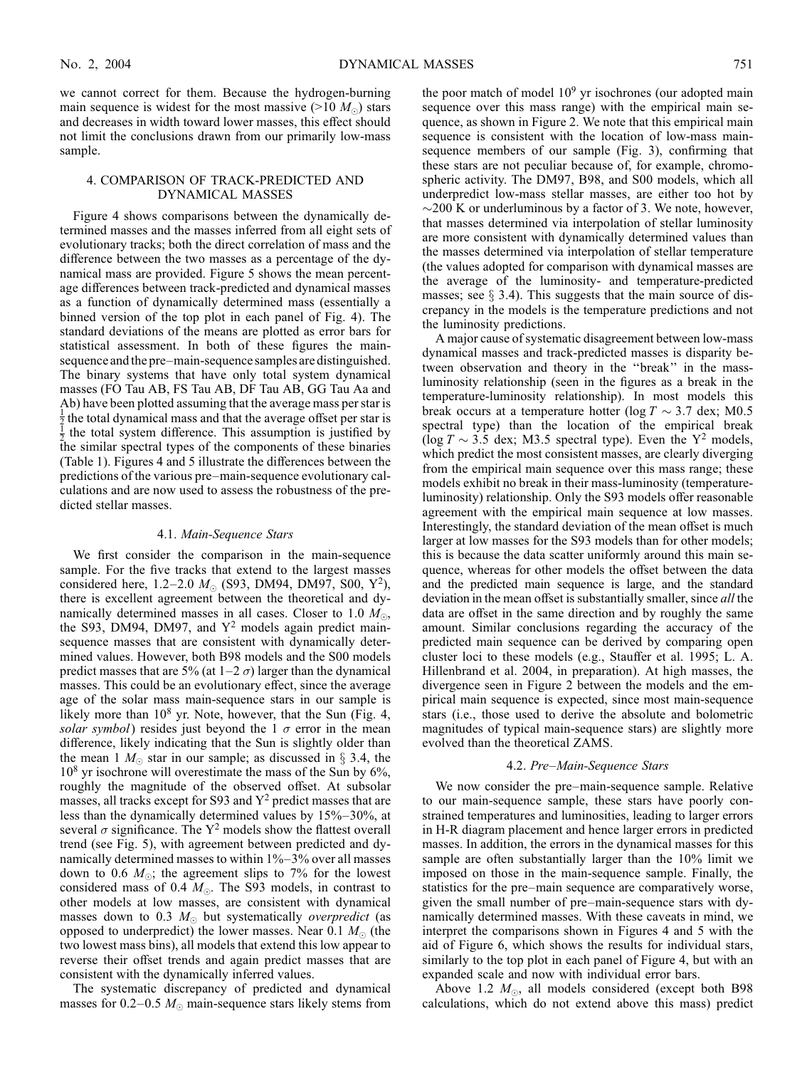we cannot correct for them. Because the hydrogen-burning main sequence is widest for the most massive (>10 $M_\odot$) stars and decreases in width toward lower masses, this effect should not limit the conclusions drawn from our primarily low-mass sample.

## 4. COMPARISON OF TRACK-PREDICTED AND DYNAMICAL MASSES

Figure 4 shows comparisons between the dynamically determined masses and the masses inferred from all eight sets of evolutionary tracks; both the direct correlation of mass and the difference between the two masses as a percentage of the dynamical mass are provided. Figure 5 shows the mean percentage differences between track-predicted and dynamical masses as a function of dynamically determined mass (essentially a binned version of the top plot in each panel of Fig. 4). The standard deviations of the means are plotted as error bars for statistical assessment. In both of these figures the main-sequence and the pre–main-sequence samples are distinguished. The binary systems that have only total system dynamical masses (FO Tau AB, FS Tau AB, DF Tau AB, GG Tau Aa and Ab) have been plotted assuming that the average mass per star is $\frac{1}{2}$ the total dynamical mass and that the average offset per star is $\frac{1}{2}$ the total system difference. This assumption is justified by the similar spectral types of the components of these binaries (Table 1). Figures 4 and 5 illustrate the differences between the predictions of the various pre–main-sequence evolutionary calculations and are now used to assess the robustness of the predicted stellar masses.

### 4.1. *Main-Sequence Stars*

We first consider the comparison in the main-sequence sample. For the five tracks that extend to the largest masses considered here, 1.2–2.0 $M_\odot$ (S93, DM94, DM97, S00, $Y^2$), there is excellent agreement between the theoretical and dynamically determined masses in all cases. Closer to 1.0 $M_\odot$, the S93, DM94, DM97, and $Y^2$ models again predict main-sequence masses that are consistent with dynamically determined values. However, both B98 models and the S00 models predict masses that are 5% (at 1–2 $\sigma$) larger than the dynamical masses. This could be an evolutionary effect, since the average age of the solar mass main-sequence stars in our sample is likely more than $10^8$ yr. Note, however, that the Sun (Fig. 4, *solar symbol*) resides just beyond the 1 $\sigma$ error in the mean difference, likely indicating that the Sun is slightly older than the mean 1 $M_\odot$ star in our sample; as discussed in § 3.4, the $10^8$ yr isochrone will overestimate the mass of the Sun by 6%, roughly the magnitude of the observed offset. At subsolar masses, all tracks except for S93 and $Y^2$ predict masses that are less than the dynamically determined values by 15%–30%, at several $\sigma$ significance. The $Y^2$ models show the flattest overall trend (see Fig. 5), with agreement between predicted and dynamically determined masses to within 1%–3% over all masses down to 0.6 $M_\odot$; the agreement slips to 7% for the lowest considered mass of 0.4 $M_\odot$. The S93 models, in contrast to other models at low masses, are consistent with dynamical masses down to 0.3 $M_\odot$ but systematically *overpredict* (as opposed to underpredict) the lower masses. Near 0.1 $M_\odot$ (the two lowest mass bins), all models that extend this low appear to reverse their offset trends and again predict masses that are consistent with the dynamically inferred values.

The systematic discrepancy of predicted and dynamical masses for 0.2–0.5 $M_\odot$ main-sequence stars likely stems from the poor match of model $10^9$ yr isochrones (our adopted main sequence over this mass range) with the empirical main sequence, as shown in Figure 2. We note that this empirical main sequence is consistent with the location of low-mass main-sequence members of our sample (Fig. 3), confirming that these stars are not peculiar because of, for example, chromospheric activity. The DM97, B98, and S00 models, which all underpredict low-mass stellar masses, are either too hot by ~200 K or underluminous by a factor of 3. We note, however, that masses determined via interpolation of stellar luminosity are more consistent with dynamically determined values than the masses determined via interpolation of stellar temperature (the values adopted for comparison with dynamical masses are the average of the luminosity- and temperature-predicted masses; see § 3.4). This suggests that the main source of discrepancy in the models is the temperature predictions and not the luminosity predictions.

A major cause of systematic disagreement between low-mass dynamical masses and track-predicted masses is disparity between observation and theory in the "break" in the mass-luminosity relationship (seen in the figures as a break in the temperature-luminosity relationship). In most models this break occurs at a temperature hotter ($\log T \sim 3.7$ dex; M0.5 spectral type) than the location of the empirical break ($\log T \sim 3.5$ dex; M3.5 spectral type). Even the $Y^2$ models, which predict the most consistent masses, are clearly diverging from the empirical main sequence over this mass range; these models exhibit no break in their mass-luminosity (temperature-luminosity) relationship. Only the S93 models offer reasonable agreement with the empirical main sequence at low masses. Interestingly, the standard deviation of the mean offset is much larger at low masses for the S93 models than for other models; this is because the data scatter uniformly around this main sequence, whereas for other models the offset between the data and the predicted main sequence is large, and the standard deviation in the mean offset is substantially smaller, since *all* the data are offset in the same direction and by roughly the same amount. Similar conclusions regarding the accuracy of the predicted main sequence can be derived by comparing open cluster loci to these models (e.g., Stauffer et al. 1995; L. A. Hillenbrand et al. 2004, in preparation). At high masses, the divergence seen in Figure 2 between the models and the empirical main sequence is expected, since most main-sequence stars (i.e., those used to derive the absolute and bolometric magnitudes of typical main-sequence stars) are slightly more evolved than the theoretical ZAMS.

### 4.2. *Pre–Main-Sequence Stars*

We now consider the pre–main-sequence sample. Relative to our main-sequence sample, these stars have poorly constrained temperatures and luminosities, leading to larger errors in H-R diagram placement and hence larger errors in predicted masses. In addition, the errors in the dynamical masses for this sample are often substantially larger than the 10% limit we imposed on those in the main-sequence sample. Finally, the statistics for the pre–main sequence are comparatively worse, given the small number of pre–main-sequence stars with dynamically determined masses. With these caveats in mind, we interpret the comparisons shown in Figures 4 and 5 with the aid of Figure 6, which shows the results for individual stars, similarly to the top plot in each panel of Figure 4, but with an expanded scale and now with individual error bars.

Above 1.2 $M_\odot$, all models considered (except both B98 calculations, which do not extend above this mass) predict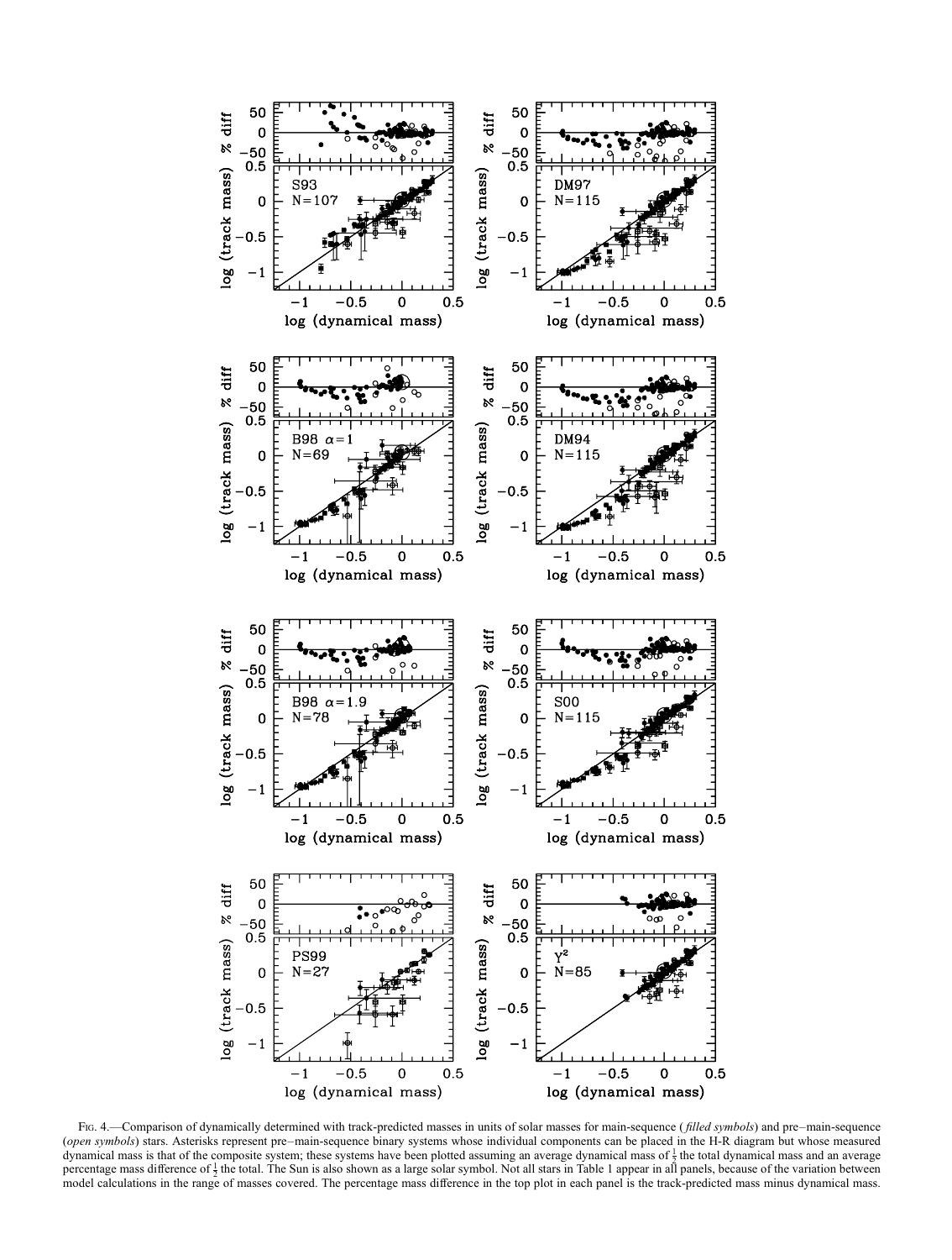FIG. 4.—Comparison of dynamically determined with track-predicted masses in units of solar masses for main-sequence (*filled symbols*) and pre–main-sequence (*open symbols*) stars. Asterisks represent pre–main-sequence binary systems whose individual components can be placed in the H-R diagram but whose measured dynamical mass is that of the composite system; these systems have been plotted assuming an average dynamical mass of $\frac{1}{2}$ the total dynamical mass and an average percentage mass difference of $\frac{1}{2}$ the total. The Sun is also shown as a large solar symbol. Not all stars in Table 1 appear in all panels, because of the variation between model calculations in the range of masses covered. The percentage mass difference in the top plot in each panel is the track-predicted mass minus dynamical mass.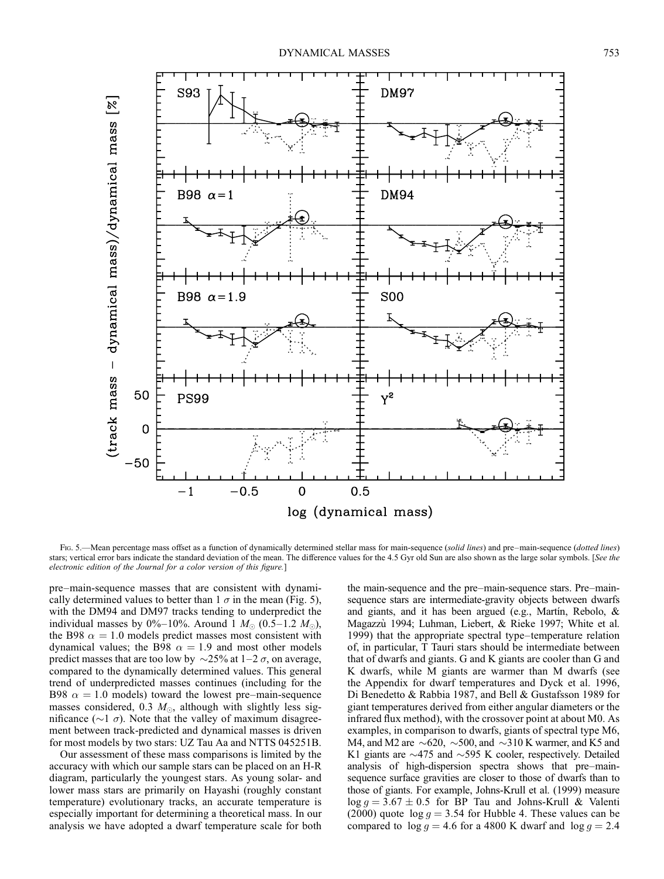Fig. 5.—Mean percentage mass offset as a function of dynamically determined stellar mass for main-sequence (*solid lines*) and pre–main-sequence (*dotted lines*) stars; vertical error bars indicate the standard deviation of the mean. The difference values for the 4.5 Gyr old Sun are also shown as the large solar symbols. [*See the electronic edition of the Journal for a color version of this figure.*]

pre–main-sequence masses that are consistent with dynamically determined values to better than 1 $\sigma$ in the mean (Fig. 5), with the DM94 and DM97 tracks tending to underpredict the individual masses by 0%–10%. Around 1 $M_{\odot}$ (0.5–1.2 $M_{\odot}$), the B98 $\alpha = 1.0$ models predict masses most consistent with dynamical values; the B98 $\alpha = 1.9$ and most other models predict masses that are too low by $\sim$25% at 1–2 $\sigma$, on average, compared to the dynamically determined values. This general trend of underpredicted masses continues (including for the B98 $\alpha = 1.0$ models) toward the lowest pre–main-sequence masses considered, 0.3 $M_{\odot}$, although with slightly less significance ($\sim$1 $\sigma$). Note that the valley of maximum disagreement between track-predicted and dynamical masses is driven for most models by two stars: UZ Tau Aa and NTTS 045251B.

Our assessment of these mass comparisons is limited by the accuracy with which our sample stars can be placed on an H-R diagram, particularly the youngest stars. As young solar- and lower mass stars are primarily on Hayashi (roughly constant temperature) evolutionary tracks, an accurate temperature is especially important for determining a theoretical mass. In our analysis we have adopted a dwarf temperature scale for both the main-sequence and the pre–main-sequence stars. Pre–main-sequence stars are intermediate-gravity objects between dwarfs and giants, and it has been argued (e.g., Martín, Rebolo, & Magazzù 1994; Luhman, Liebert, & Rieke 1997; White et al. 1999) that the appropriate spectral type–temperature relation of, in particular, T Tauri stars should be intermediate between that of dwarfs and giants. G and K giants are cooler than G and K dwarfs, while M giants are warmer than M dwarfs (see the Appendix for dwarf temperatures and Dyck et al. 1996, Di Benedetto & Rabbia 1987, and Bell & Gustafsson 1989 for giant temperatures derived from either angular diameters or the infrared flux method), with the crossover point at about M0. As examples, in comparison to dwarfs, giants of spectral type M6, M4, and M2 are $\sim$620, $\sim$500, and $\sim$310 K warmer, and K5 and K1 giants are $\sim$475 and $\sim$595 K cooler, respectively. Detailed analysis of high-dispersion spectra shows that pre–main-sequence surface gravities are closer to those of dwarfs than to those of giants. For example, Johns-Krull et al. (1999) measure $\log g = 3.67 \pm 0.5$ for BP Tau and Johns-Krull & Valenti (2000) quote $\log g = 3.54$ for Hubble 4. These values can be compared to $\log g = 4.6$ for a 4800 K dwarf and $\log g = 2.4$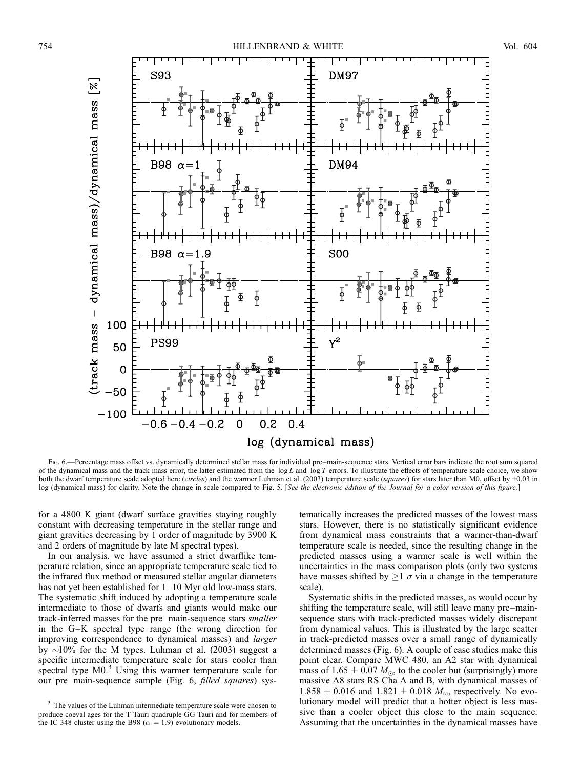FIG. 6.—Percentage mass offset vs. dynamically determined stellar mass for individual pre–main-sequence stars. Vertical error bars indicate the root sum squared of the dynamical mass and the track mass error, the latter estimated from the $\log L$ and $\log T$ errors. To illustrate the effects of temperature scale choice, we show both the dwarf temperature scale adopted here (*circles*) and the warmer Luhman et al. (2003) temperature scale (*squares*) for stars later than M0, offset by +0.03 in log (dynamical mass) for clarity. Note the change in scale compared to Fig. 5. [*See the electronic edition of the Journal for a color version of this figure.*]

for a 4800 K giant (dwarf surface gravities staying roughly constant with decreasing temperature in the stellar range and giant gravities decreasing by 1 order of magnitude by 3900 K and 2 orders of magnitude by late M spectral types).

In our analysis, we have assumed a strict dwarflike temperature relation, since an appropriate temperature scale tied to the infrared flux method or measured stellar angular diameters has not yet been established for 1–10 Myr old low-mass stars. The systematic shift induced by adopting a temperature scale intermediate to those of dwarfs and giants would make our track-inferred masses for the pre–main-sequence stars *smaller* in the G–K spectral type range (the wrong direction for improving correspondence to dynamical masses) and *larger* by ~10% for the M types. Luhman et al. (2003) suggest a specific intermediate temperature scale for stars cooler than spectral type M0.[3] Using this warmer temperature scale for our pre–main-sequence sample (Fig. 6, *filled squares*) systematically increases the predicted masses of the lowest mass stars. However, there is no statistically significant evidence from dynamical mass constraints that a warmer-than-dwarf temperature scale is needed, since the resulting change in the predicted masses using a warmer scale is well within the uncertainties in the mass comparison plots (only two systems have masses shifted by $\geq 1\ \sigma$ via a change in the temperature scale).

Systematic shifts in the predicted masses, as would occur by shifting the temperature scale, will still leave many pre–main-sequence stars with track-predicted masses widely discrepant from dynamical values. This is illustrated by the large scatter in track-predicted masses over a small range of dynamically determined masses (Fig. 6). A couple of case studies make this point clear. Compare MWC 480, an A2 star with dynamical mass of $1.65 \pm 0.07\ M_\odot$, to the cooler but (surprisingly) more massive A8 stars RS Cha A and B, with dynamical masses of $1.858 \pm 0.016$ and $1.821 \pm 0.018\ M_\odot$, respectively. No evolutionary model will predict that a hotter object is less massive than a cooler object this close to the main sequence. Assuming that the uncertainties in the dynamical masses have

[3] The values of the Luhman intermediate temperature scale were chosen to produce coeval ages for the T Tauri quadruple GG Tauri and for members of the IC 348 cluster using the B98 ($\alpha = 1.9$) evolutionary models.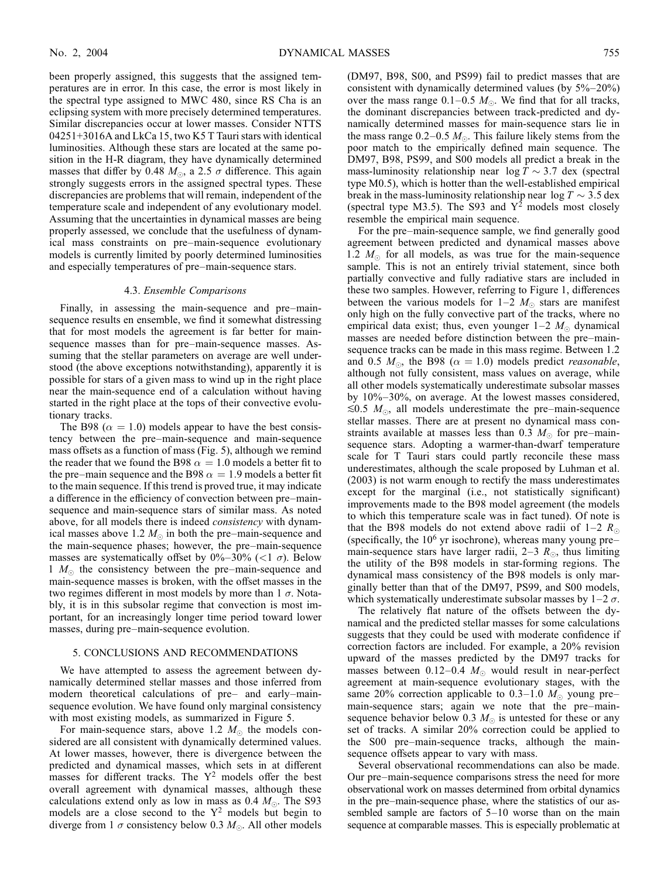been properly assigned, this suggests that the assigned temperatures are in error. In this case, the error is most likely in the spectral type assigned to MWC 480, since RS Cha is an eclipsing system with more precisely determined temperatures. Similar discrepancies occur at lower masses. Consider NTTS 04251+3016A and LkCa 15, two K5 T Tauri stars with identical luminosities. Although these stars are located at the same position in the H-R diagram, they have dynamically determined masses that differ by 0.48 $M_{\odot}$, a 2.5 $\sigma$ difference. This again strongly suggests errors in the assigned spectral types. These discrepancies are problems that will remain, independent of the temperature scale and independent of any evolutionary model. Assuming that the uncertainties in dynamical masses are being properly assessed, we conclude that the usefulness of dynamical mass constraints on pre–main-sequence evolutionary models is currently limited by poorly determined luminosities and especially temperatures of pre–main-sequence stars.

### 4.3. *Ensemble Comparisons*

Finally, in assessing the main-sequence and pre–main-sequence results en ensemble, we find it somewhat distressing that for most models the agreement is far better for main-sequence masses than for pre–main-sequence masses. Assuming that the stellar parameters on average are well understood (the above exceptions notwithstanding), apparently it is possible for stars of a given mass to wind up in the right place near the main-sequence end of a calculation without having started in the right place at the tops of their convective evolutionary tracks.

The B98 ($\alpha = 1.0$) models appear to have the best consistency between the pre–main-sequence and main-sequence mass offsets as a function of mass (Fig. 5), although we remind the reader that we found the B98 $\alpha = 1.0$ models a better fit to the pre–main sequence and the B98 $\alpha = 1.9$ models a better fit to the main sequence. If this trend is proved true, it may indicate a difference in the efficiency of convection between pre–main-sequence and main-sequence stars of similar mass. As noted above, for all models there is indeed *consistency* with dynamical masses above 1.2 $M_{\odot}$ in both the pre–main-sequence and the main-sequence phases; however, the pre–main-sequence masses are systematically offset by 0%–30% ($<1$ $\sigma$). Below 1 $M_{\odot}$ the consistency between the pre–main-sequence and main-sequence masses is broken, with the offset masses in the two regimes different in most models by more than 1 $\sigma$. Notably, it is in this subsolar regime that convection is most important, for an increasingly longer time period toward lower masses, during pre–main-sequence evolution.

## 5. CONCLUSIONS AND RECOMMENDATIONS

We have attempted to assess the agreement between dynamically determined stellar masses and those inferred from modern theoretical calculations of pre– and early–main-sequence evolution. We have found only marginal consistency with most existing models, as summarized in Figure 5.

For main-sequence stars, above 1.2 $M_{\odot}$ the models considered are all consistent with dynamically determined values. At lower masses, however, there is divergence between the predicted and dynamical masses, which sets in at different masses for different tracks. The $Y^2$ models offer the best overall agreement with dynamical masses, although these calculations extend only as low in mass as 0.4 $M_{\odot}$. The S93 models are a close second to the $Y^2$ models but begin to diverge from 1 $\sigma$ consistency below 0.3 $M_{\odot}$. All other models (DM97, B98, S00, and PS99) fail to predict masses that are consistent with dynamically determined values (by 5%–20%) over the mass range 0.1–0.5 $M_{\odot}$. We find that for all tracks, the dominant discrepancies between track-predicted and dynamically determined masses for main-sequence stars lie in the mass range 0.2–0.5 $M_{\odot}$. This failure likely stems from the poor match to the empirically defined main sequence. The DM97, B98, PS99, and S00 models all predict a break in the mass-luminosity relationship near $\log T \sim 3.7$ dex (spectral type M0.5), which is hotter than the well-established empirical break in the mass-luminosity relationship near $\log T \sim 3.5$ dex (spectral type M3.5). The S93 and $Y^2$ models most closely resemble the empirical main sequence.

For the pre–main-sequence sample, we find generally good agreement between predicted and dynamical masses above 1.2 $M_{\odot}$ for all models, as was true for the main-sequence sample. This is not an entirely trivial statement, since both partially convective and fully radiative stars are included in these two samples. However, referring to Figure 1, differences between the various models for 1–2 $M_{\odot}$ stars are manifest only high on the fully convective part of the tracks, where no empirical data exist; thus, even younger 1–2 $M_{\odot}$ dynamical masses are needed before distinction between the pre–main-sequence tracks can be made in this mass regime. Between 1.2 and 0.5 $M_{\odot}$, the B98 ($\alpha = 1.0$) models predict *reasonable*, although not fully consistent, mass values on average, while all other models systematically underestimate subsolar masses by 10%–30%, on average. At the lowest masses considered, $\lesssim 0.5$ $M_{\odot}$, all models underestimate the pre–main-sequence stellar masses. There are at present no dynamical mass constraints available at masses less than 0.3 $M_{\odot}$ for pre–main-sequence stars. Adopting a warmer-than-dwarf temperature scale for T Tauri stars could partly reconcile these mass underestimates, although the scale proposed by Luhman et al. (2003) is not warm enough to rectify the mass underestimates except for the marginal (i.e., not statistically significant) improvements made to the B98 model agreement (the models to which this temperature scale was in fact tuned). Of note is that the B98 models do not extend above radii of 1–2 $R_{\odot}$ (specifically, the $10^6$ yr isochrone), whereas many young pre–main-sequence stars have larger radii, 2–3 $R_{\odot}$, thus limiting the utility of the B98 models in star-forming regions. The dynamical mass consistency of the B98 models is only marginally better than that of the DM97, PS99, and S00 models, which systematically underestimate subsolar masses by 1–2 $\sigma$.

The relatively flat nature of the offsets between the dynamical and the predicted stellar masses for some calculations suggests that they could be used with moderate confidence if correction factors are included. For example, a 20% revision upward of the masses predicted by the DM97 tracks for masses between 0.12–0.4 $M_{\odot}$ would result in near-perfect agreement at main-sequence evolutionary stages, with the same 20% correction applicable to 0.3–1.0 $M_{\odot}$ young pre–main-sequence stars; again we note that the pre–main-sequence behavior below 0.3 $M_{\odot}$ is untested for these or any set of tracks. A similar 20% correction could be applied to the S00 pre–main-sequence tracks, although the main-sequence offsets appear to vary with mass.

Several observational recommendations can also be made. Our pre–main-sequence comparisons stress the need for more observational work on masses determined from orbital dynamics in the pre–main-sequence phase, where the statistics of our assembled sample are factors of 5–10 worse than on the main sequence at comparable masses. This is especially problematic at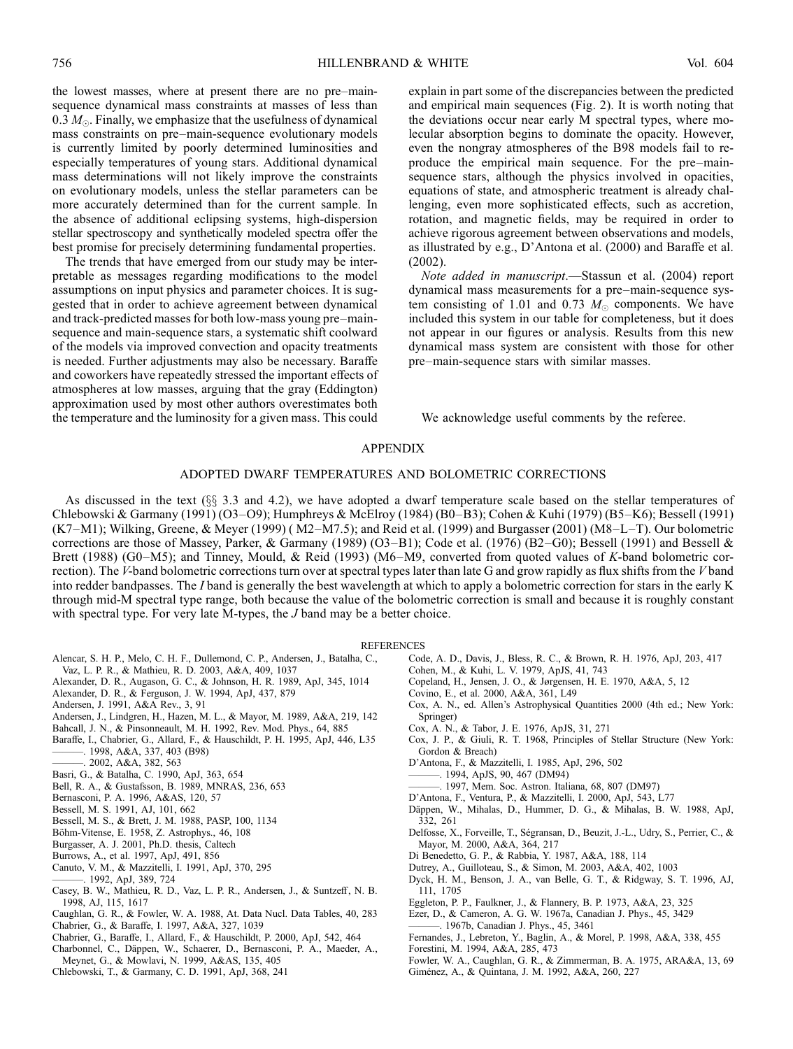the lowest masses, where at present there are no pre–main-sequence dynamical mass constraints at masses of less than $0.3\ M_\odot$. Finally, we emphasize that the usefulness of dynamical mass constraints on pre–main-sequence evolutionary models is currently limited by poorly determined luminosities and especially temperatures of young stars. Additional dynamical mass determinations will not likely improve the constraints on evolutionary models, unless the stellar parameters can be more accurately determined than for the current sample. In the absence of additional eclipsing systems, high-dispersion stellar spectroscopy and synthetically modeled spectra offer the best promise for precisely determining fundamental properties.

The trends that have emerged from our study may be interpretable as messages regarding modifications to the model assumptions on input physics and parameter choices. It is suggested that in order to achieve agreement between dynamical and track-predicted masses for both low-mass young pre–main-sequence and main-sequence stars, a systematic shift coolward of the models via improved convection and opacity treatments is needed. Further adjustments may also be necessary. Baraffe and coworkers have repeatedly stressed the important effects of atmospheres at low masses, arguing that the gray (Eddington) approximation used by most other authors overestimates both the temperature and the luminosity for a given mass. This could explain in part some of the discrepancies between the predicted and empirical main sequences (Fig. 2). It is worth noting that the deviations occur near early M spectral types, where molecular absorption begins to dominate the opacity. However, even the nongray atmospheres of the B98 models fail to reproduce the empirical main sequence. For the pre–main-sequence stars, although the physics involved in opacities, equations of state, and atmospheric treatment is already challenging, even more sophisticated effects, such as accretion, rotation, and magnetic fields, may be required in order to achieve rigorous agreement between observations and models, as illustrated by e.g., D'Antona et al. (2000) and Baraffe et al. (2002).

*Note added in manuscript*.—Stassun et al. (2004) report dynamical mass measurements for a pre–main-sequence system consisting of 1.01 and 0.73 $M_\odot$ components. We have included this system in our table for completeness, but it does not appear in our figures or analysis. Results from this new dynamical mass system are consistent with those for other pre–main-sequence stars with similar masses.

We acknowledge useful comments by the referee.

## APPENDIX

### ADOPTED DWARF TEMPERATURES AND BOLOMETRIC CORRECTIONS

As discussed in the text (§§ 3.3 and 4.2), we have adopted a dwarf temperature scale based on the stellar temperatures of Chlebowski & Garmany (1991) (O3–O9); Humphreys & McElroy (1984) (B0–B3); Cohen & Kuhi (1979) (B5–K6); Bessell (1991) (K7–M1); Wilking, Greene, & Meyer (1999) ( M2–M7.5); and Reid et al. (1999) and Burgasser (2001) (M8–L–T). Our bolometric corrections are those of Massey, Parker, & Garmany (1989) (O3–B1); Code et al. (1976) (B2–G0); Bessell (1991) and Bessell & Brett (1988) (G0–M5); and Tinney, Mould, & Reid (1993) (M6–M9, converted from quoted values of *K*-band bolometric correction). The *V*-band bolometric corrections turn over at spectral types later than late G and grow rapidly as flux shifts from the *V* band into redder bandpasses. The *I* band is generally the best wavelength at which to apply a bolometric correction for stars in the early K through mid-M spectral type range, both because the value of the bolometric correction is small and because it is roughly constant with spectral type. For very late M-types, the *J* band may be a better choice.

## REFERENCES

Alencar, S. H. P., Melo, C. H. F., Dullemond, C. P., Andersen, J., Batalha, C., Vaz, L. P. R., & Mathieu, R. D. 2003, A&A, 409, 1037
Alexander, D. R., Augason, G. C., & Johnson, H. R. 1989, ApJ, 345, 1014
Alexander, D. R., & Ferguson, J. W. 1994, ApJ, 437, 879
Andersen, J. 1991, A&A Rev., 3, 91
Andersen, J., Lindgren, H., Hazen, M. L., & Mayor, M. 1989, A&A, 219, 142
Bahcall, J. N., & Pinsonneault, M. H. 1992, Rev. Mod. Phys., 64, 885
Baraffe, I., Chabrier, G., Allard, F., & Hauschildt, P. H. 1995, ApJ, 446, L35
———. 1998, A&A, 337, 403 (B98)
———. 2002, A&A, 382, 563
Basri, G., & Batalha, C. 1990, ApJ, 363, 654
Bell, R. A., & Gustafsson, B. 1989, MNRAS, 236, 653
Bernasconi, P. A. 1996, A&AS, 120, 57
Bessell, M. S. 1991, AJ, 101, 662
Bessell, M. S., & Brett, J. M. 1988, PASP, 100, 1134
Böhm-Vitense, E. 1958, Z. Astrophys., 46, 108
Burgasser, A. J. 2001, Ph.D. thesis, Caltech
Burrows, A., et al. 1997, ApJ, 491, 856
Canuto, V. M., & Mazzitelli, I. 1991, ApJ, 370, 295
———. 1992, ApJ, 389, 724
Casey, B. W., Mathieu, R. D., Vaz, L. P. R., Andersen, J., & Suntzeff, N. B. 1998, AJ, 115, 1617
Caughlan, G. R., & Fowler, W. A. 1988, At. Data Nucl. Data Tables, 40, 283
Chabrier, G., & Baraffe, I. 1997, A&A, 327, 1039
Chabrier, G., Baraffe, I., Allard, F., & Hauschildt, P. 2000, ApJ, 542, 464
Charbonnel, C., Däppen, W., Schaerer, D., Bernasconi, P. A., Maeder, A., Meynet, G., & Mowlavi, N. 1999, A&AS, 135, 405
Chlebowski, T., & Garmany, C. D. 1991, ApJ, 368, 241
Code, A. D., Davis, J., Bless, R. C., & Brown, R. H. 1976, ApJ, 203, 417
Cohen, M., & Kuhi, L. V. 1979, ApJS, 41, 743
Copeland, H., Jensen, J. O., & Jørgensen, H. E. 1970, A&A, 5, 12
Covino, E., et al. 2000, A&A, 361, L49
Cox, A. N., ed. Allen's Astrophysical Quantities 2000 (4th ed.; New York: Springer)
Cox, A. N., & Tabor, J. E. 1976, ApJS, 31, 271
Cox, J. P., & Giuli, R. T. 1968, Principles of Stellar Structure (New York: Gordon & Breach)
D'Antona, F., & Mazzitelli, I. 1985, ApJ, 296, 502
———. 1994, ApJS, 90, 467 (DM94)
———. 1997, Mem. Soc. Astron. Italiana, 68, 807 (DM97)
D'Antona, F., Ventura, P., & Mazzitelli, I. 2000, ApJ, 543, L77
Däppen, W., Mihalas, D., Hummer, D. G., & Mihalas, B. W. 1988, ApJ, 332, 261
Delfosse, X., Forveille, T., Ségransan, D., Beuzit, J.-L., Udry, S., Perrier, C., & Mayor, M. 2000, A&A, 364, 217
Di Benedetto, G. P., & Rabbia, Y. 1987, A&A, 188, 114
Dutrey, A., Guilloteau, S., & Simon, M. 2003, A&A, 402, 1003
Dyck, H. M., Benson, J. A., van Belle, G. T., & Ridgway, S. T. 1996, AJ, 111, 1705
Eggleton, P. P., Faulkner, J., & Flannery, B. P. 1973, A&A, 23, 325
Ezer, D., & Cameron, A. G. W. 1967a, Canadian J. Phys., 45, 3429
———. 1967b, Canadian J. Phys., 45, 3461
Fernandes, J., Lebreton, Y., Baglin, A., & Morel, P. 1998, A&A, 338, 455
Forestini, M. 1994, A&A, 285, 473
Fowler, W. A., Caughlan, G. R., & Zimmerman, B. A. 1975, ARA&A, 13, 69
Giménez, A., & Quintana, J. M. 1992, A&A, 260, 227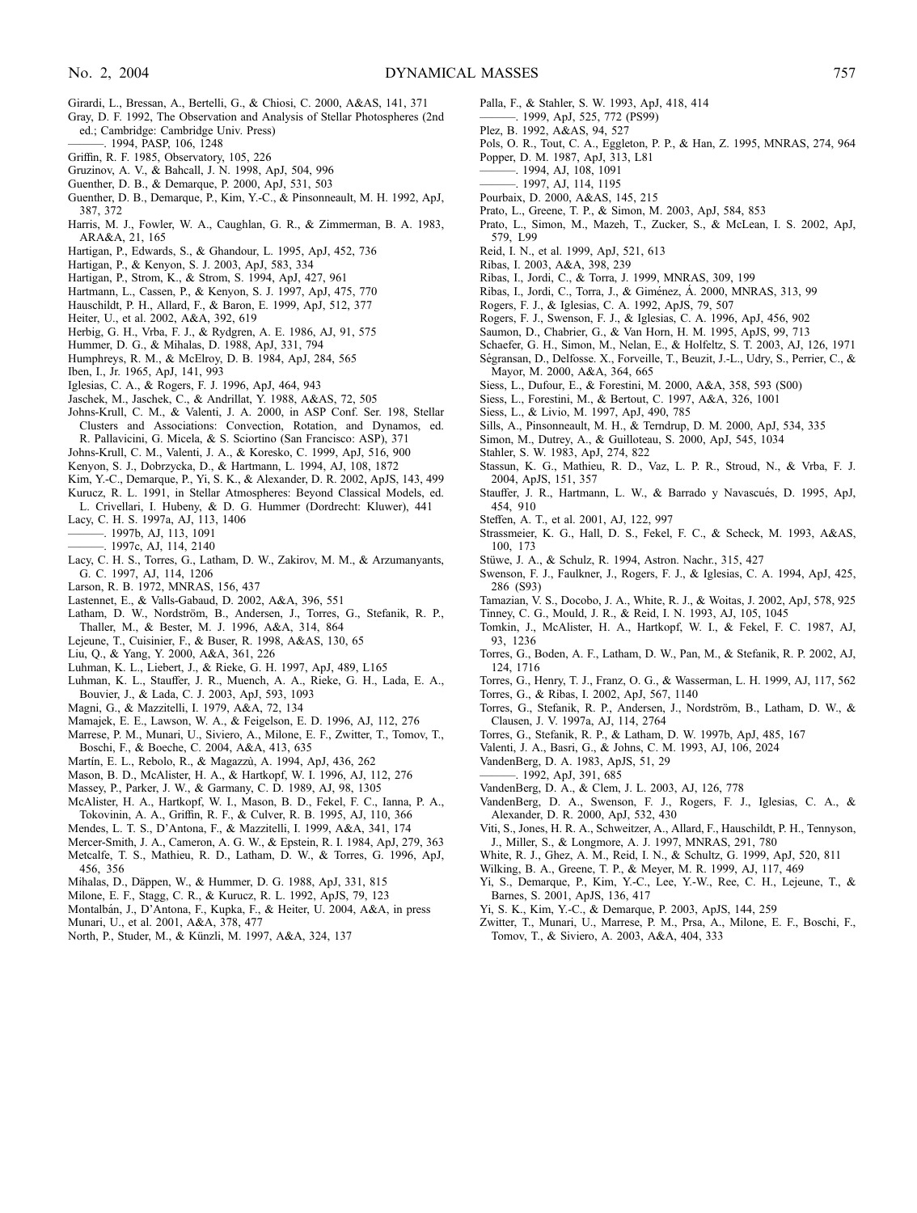Girardi, L., Bressan, A., Bertelli, G., & Chiosi, C. 2000, A&AS, 141, 371

Gray, D. F. 1992, The Observation and Analysis of Stellar Photospheres (2nd ed.; Cambridge: Cambridge Univ. Press)

———. 1994, PASP, 106, 1248

Griffin, R. F. 1985, Observatory, 105, 226

Gruzinov, A. V., & Bahcall, J. N. 1998, ApJ, 504, 996

Guenther, D. B., & Demarque, P. 2000, ApJ, 531, 503

Guenther, D. B., Demarque, P., Kim, Y.-C., & Pinsonneault, M. H. 1992, ApJ, 387, 372

Harris, M. J., Fowler, W. A., Caughlan, G. R., & Zimmerman, B. A. 1983, ARA&A, 21, 165

Hartigan, P., Edwards, S., & Ghandour, L. 1995, ApJ, 452, 736

Hartigan, P., & Kenyon, S. J. 2003, ApJ, 583, 334

Hartigan, P., Strom, K., & Strom, S. 1994, ApJ, 427, 961

Hartmann, L., Cassen, P., & Kenyon, S. J. 1997, ApJ, 475, 770

Hauschildt, P. H., Allard, F., & Baron, E. 1999, ApJ, 512, 377

Heiter, U., et al. 2002, A&A, 392, 619

Herbig, G. H., Vrba, F. J., & Rydgren, A. E. 1986, AJ, 91, 575

Hummer, D. G., & Mihalas, D. 1988, ApJ, 331, 794

Humphreys, R. M., & McElroy, D. B. 1984, ApJ, 284, 565

Iben, I., Jr. 1965, ApJ, 141, 993

Iglesias, C. A., & Rogers, F. J. 1996, ApJ, 464, 943

Jaschek, M., Jaschek, C., & Andrillat, Y. 1988, A&AS, 72, 505

Johns-Krull, C. M., & Valenti, J. A. 2000, in ASP Conf. Ser. 198, Stellar Clusters and Associations: Convection, Rotation, and Dynamos, ed. R. Pallavicini, G. Micela, & S. Sciortino (San Francisco: ASP), 371

Johns-Krull, C. M., Valenti, J. A., & Koresko, C. 1999, ApJ, 516, 900

Kenyon, S. J., Dobrzycka, D., & Hartmann, L. 1994, AJ, 108, 1872

Kim, Y.-C., Demarque, P., Yi, S. K., & Alexander, D. R. 2002, ApJS, 143, 499

Kurucz, R. L. 1991, in Stellar Atmospheres: Beyond Classical Models, ed. L. Crivellari, I. Hubeny, & D. G. Hummer (Dordrecht: Kluwer), 441

Lacy, C. H. S. 1997a, AJ, 113, 1406

———. 1997b, AJ, 113, 1091

———. 1997c, AJ, 114, 2140

Lacy, C. H. S., Torres, G., Latham, D. W., Zakirov, M. M., & Arzumanyants, G. C. 1997, AJ, 114, 1206

Larson, R. B. 1972, MNRAS, 156, 437

Lastennet, E., & Valls-Gabaud, D. 2002, A&A, 396, 551

Latham, D. W., Nordström, B., Andersen, J., Torres, G., Stefanik, R. P., Thaller, M., & Bester, M. J. 1996, A&A, 314, 864

Lejeune, T., Cuisinier, F., & Buser, R. 1998, A&AS, 130, 65

Liu, Q., & Yang, Y. 2000, A&A, 361, 226

Luhman, K. L., Liebert, J., & Rieke, G. H. 1997, ApJ, 489, L165

Luhman, K. L., Stauffer, J. R., Muench, A. A., Rieke, G. H., Lada, E. A., Bouvier, J., & Lada, C. J. 2003, ApJ, 593, 1093

Magni, G., & Mazzitelli, I. 1979, A&A, 72, 134

Mamajek, E. E., Lawson, W. A., & Feigelson, E. D. 1996, AJ, 112, 276

Marrese, P. M., Munari, U., Siviero, A., Milone, E. F., Zwitter, T., Tomov, T., Boschi, F., & Boeche, C. 2004, A&A, 413, 635

Martín, E. L., Rebolo, R., & Magazzù, A. 1994, ApJ, 436, 262

Mason, B. D., McAlister, H. A., & Hartkopf, W. I. 1996, AJ, 112, 276

Massey, P., Parker, J. W., & Garmany, C. D. 1989, AJ, 98, 1305

McAlister, H. A., Hartkopf, W. I., Mason, B. D., Fekel, F. C., Ianna, P. A., Tokovinin, A. A., Griffin, R. F., & Culver, R. B. 1995, AJ, 110, 366

Mendes, L. T. S., D'Antona, F., & Mazzitelli, I. 1999, A&A, 341, 174

Mercer-Smith, J. A., Cameron, A. G. W., & Epstein, R. I. 1984, ApJ, 279, 363

Metcalfe, T. S., Mathieu, R. D., Latham, D. W., & Torres, G. 1996, ApJ, 456, 356

Mihalas, D., Däppen, W., & Hummer, D. G. 1988, ApJ, 331, 815

Milone, E. F., Stagg, C. R., & Kurucz, R. L. 1992, ApJS, 79, 123

Montalbán, J., D'Antona, F., Kupka, F., & Heiter, U. 2004, A&A, in press

Munari, U., et al. 2001, A&A, 378, 477

North, P., Studer, M., & Künzli, M. 1997, A&A, 324, 137

Palla, F., & Stahler, S. W. 1993, ApJ, 418, 414

———. 1999, ApJ, 525, 772 (PS99)

Plez, B. 1992, A&AS, 94, 527

Pols, O. R., Tout, C. A., Eggleton, P. P., & Han, Z. 1995, MNRAS, 274, 964

Popper, D. M. 1987, ApJ, 313, L81

———. 1994, AJ, 108, 1091

———. 1997, AJ, 114, 1195

Pourbaix, D. 2000, A&AS, 145, 215

Prato, L., Greene, T. P., & Simon, M. 2003, ApJ, 584, 853

Prato, L., Simon, M., Mazeh, T., Zucker, S., & McLean, I. S. 2002, ApJ, 579, L99

Reid, I. N., et al. 1999, ApJ, 521, 613

Ribas, I. 2003, A&A, 398, 239

Ribas, I., Jordi, C., & Torra, J. 1999, MNRAS, 309, 199

Ribas, I., Jordi, C., Torra, J., & Giménez, Á. 2000, MNRAS, 313, 99

Rogers, F. J., & Iglesias, C. A. 1992, ApJS, 79, 507

Rogers, F. J., Swenson, F. J., & Iglesias, C. A. 1996, ApJ, 456, 902

Saumon, D., Chabrier, G., & Van Horn, H. M. 1995, ApJS, 99, 713

Schaefer, G. H., Simon, M., Nelan, E., & Holfeltz, S. T. 2003, AJ, 126, 1971

Ségransan, D., Delfosse. X., Forveille, T., Beuzit, J.-L., Udry, S., Perrier, C., & Mayor, M. 2000, A&A, 364, 665

Siess, L., Dufour, E., & Forestini, M. 2000, A&A, 358, 593 (S00)

Siess, L., Forestini, M., & Bertout, C. 1997, A&A, 326, 1001

Siess, L., & Livio, M. 1997, ApJ, 490, 785

Sills, A., Pinsonneault, M. H., & Terndrup, D. M. 2000, ApJ, 534, 335

Simon, M., Dutrey, A., & Guilloteau, S. 2000, ApJ, 545, 1034

Stahler, S. W. 1983, ApJ, 274, 822

Stassun, K. G., Mathieu, R. D., Vaz, L. P. R., Stroud, N., & Vrba, F. J. 2004, ApJS, 151, 357

Stauffer, J. R., Hartmann, L. W., & Barrado y Navascués, D. 1995, ApJ, 454, 910

Steffen, A. T., et al. 2001, AJ, 122, 997

Strassmeier, K. G., Hall, D. S., Fekel, F. C., & Scheck, M. 1993, A&AS, 100, 173

Stüwe, J. A., & Schulz, R. 1994, Astron. Nachr., 315, 427

Swenson, F. J., Faulkner, J., Rogers, F. J., & Iglesias, C. A. 1994, ApJ, 425, 286 (S93)

Tamazian, V. S., Docobo, J. A., White, R. J., & Woitas, J. 2002, ApJ, 578, 925

Tinney, C. G., Mould, J. R., & Reid, I. N. 1993, AJ, 105, 1045

Tomkin, J., McAlister, H. A., Hartkopf, W. I., & Fekel, F. C. 1987, AJ, 93, 1236

Torres, G., Boden, A. F., Latham, D. W., Pan, M., & Stefanik, R. P. 2002, AJ, 124, 1716

Torres, G., Henry, T. J., Franz, O. G., & Wasserman, L. H. 1999, AJ, 117, 562

Torres, G., & Ribas, I. 2002, ApJ, 567, 1140

Torres, G., Stefanik, R. P., Andersen, J., Nordström, B., Latham, D. W., & Clausen, J. V. 1997a, AJ, 114, 2764

Torres, G., Stefanik, R. P., & Latham, D. W. 1997b, ApJ, 485, 167

Valenti, J. A., Basri, G., & Johns, C. M. 1993, AJ, 106, 2024

VandenBerg, D. A. 1983, ApJS, 51, 29

———. 1992, ApJ, 391, 685

VandenBerg, D. A., & Clem, J. L. 2003, AJ, 126, 778

VandenBerg, D. A., Swenson, F. J., Rogers, F. J., Iglesias, C. A., & Alexander, D. R. 2000, ApJ, 532, 430

Viti, S., Jones, H. R. A., Schweitzer, A., Allard, F., Hauschildt, P. H., Tennyson, J., Miller, S., & Longmore, A. J. 1997, MNRAS, 291, 780

White, R. J., Ghez, A. M., Reid, I. N., & Schultz, G. 1999, ApJ, 520, 811

Wilking, B. A., Greene, T. P., & Meyer, M. R. 1999, AJ, 117, 469

Yi, S., Demarque, P., Kim, Y.-C., Lee, Y.-W., Ree, C. H., Lejeune, T., & Barnes, S. 2001, ApJS, 136, 417

Yi, S. K., Kim, Y.-C., & Demarque, P. 2003, ApJS, 144, 259

Zwitter, T., Munari, U., Marrese, P. M., Prsa, A., Milone, E. F., Boschi, F., Tomov, T., & Siviero, A. 2003, A&A, 404, 333